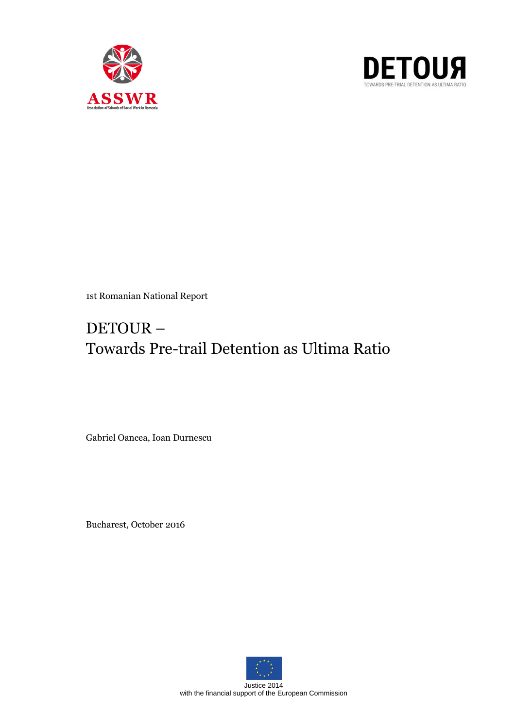ASSWR

Association of Schools of Social Work in Romania

DETOUR

TOWARDS PRE-TRIAL DETENTION AS ULTIMA RATIO

1st Romanian National Report

# DETOUR – Towards Pre-trail Detention as Ultima Ratio

Gabriel Oancea, Ioan Durnescu

Bucharest, October 2016

Justice 2014
with the financial support of the European Commission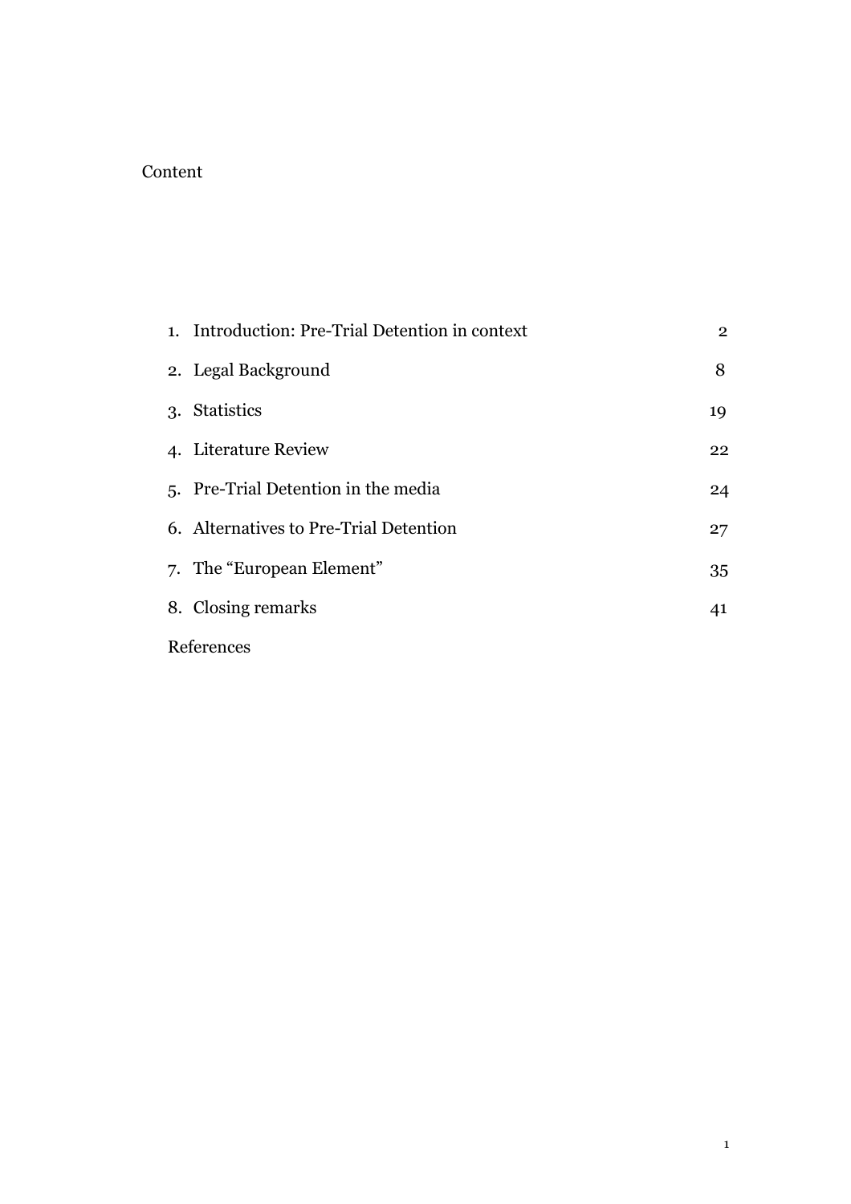# Content

| | |
|---|---|
| 1. Introduction: Pre-Trial Detention in context | 2 |
| 2. Legal Background | 8 |
| 3. Statistics | 19 |
| 4. Literature Review | 22 |
| 5. Pre-Trial Detention in the media | 24 |
| 6. Alternatives to Pre-Trial Detention | 27 |
| 7. The "European Element" | 35 |
| 8. Closing remarks | 41 |
| References | |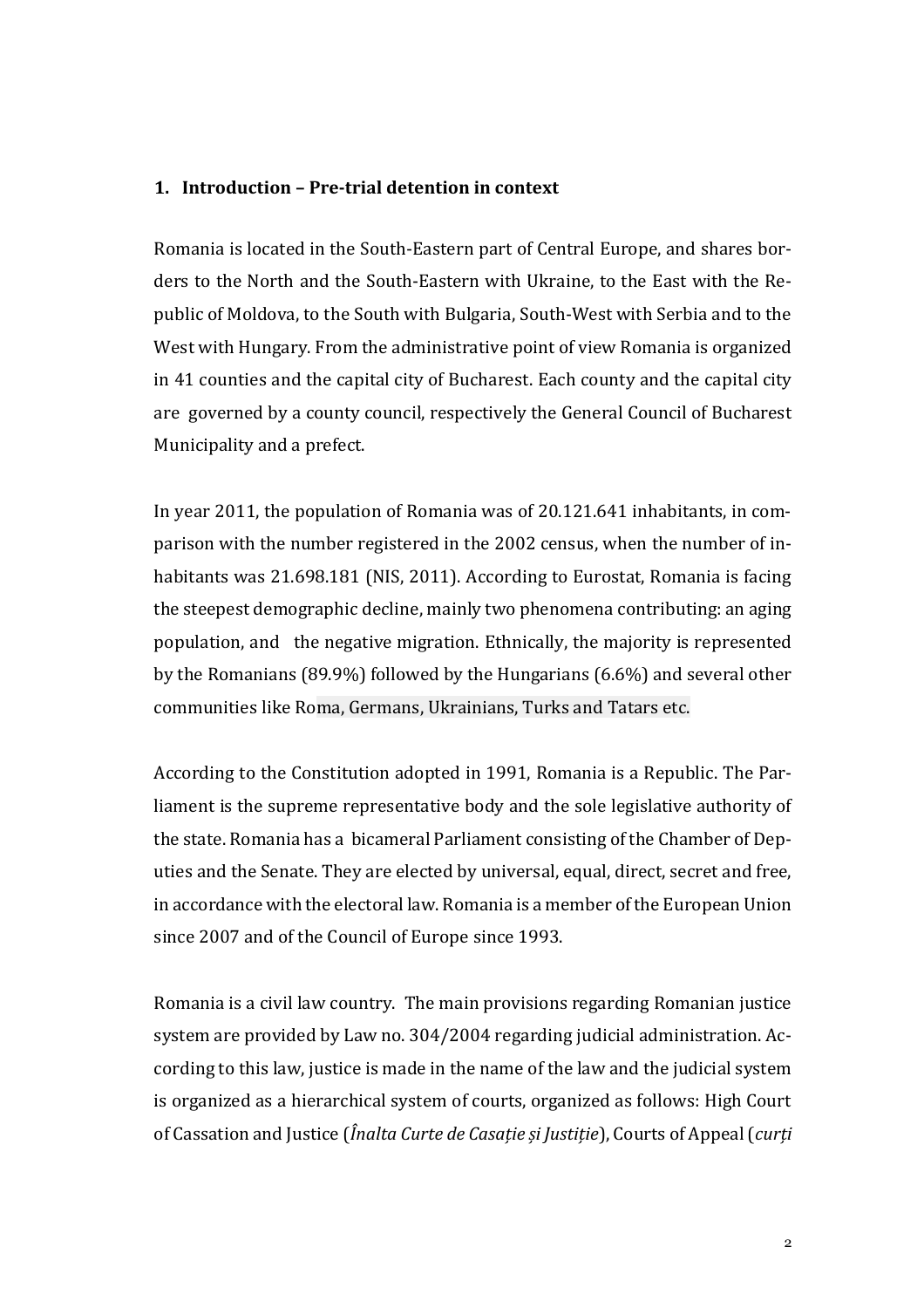## 1. Introduction – Pre-trial detention in context

Romania is located in the South-Eastern part of Central Europe, and shares borders to the North and the South-Eastern with Ukraine, to the East with the Republic of Moldova, to the South with Bulgaria, South-West with Serbia and to the West with Hungary. From the administrative point of view Romania is organized in 41 counties and the capital city of Bucharest. Each county and the capital city are governed by a county council, respectively the General Council of Bucharest Municipality and a prefect.

In year 2011, the population of Romania was of 20.121.641 inhabitants, in comparison with the number registered in the 2002 census, when the number of inhabitants was 21.698.181 (NIS, 2011). According to Eurostat, Romania is facing the steepest demographic decline, mainly two phenomena contributing: an aging population, and the negative migration. Ethnically, the majority is represented by the Romanians (89.9%) followed by the Hungarians (6.6%) and several other communities like Roma, Germans, Ukrainians, Turks and Tatars etc.

According to the Constitution adopted in 1991, Romania is a Republic. The Parliament is the supreme representative body and the sole legislative authority of the state. Romania has a bicameral Parliament consisting of the Chamber of Deputies and the Senate. They are elected by universal, equal, direct, secret and free, in accordance with the electoral law. Romania is a member of the European Union since 2007 and of the Council of Europe since 1993.

Romania is a civil law country. The main provisions regarding Romanian justice system are provided by Law no. 304/2004 regarding judicial administration. According to this law, justice is made in the name of the law and the judicial system is organized as a hierarchical system of courts, organized as follows: High Court of Cassation and Justice (*Înalta Curte de Casație și Justiție*), Courts of Appeal (*curți*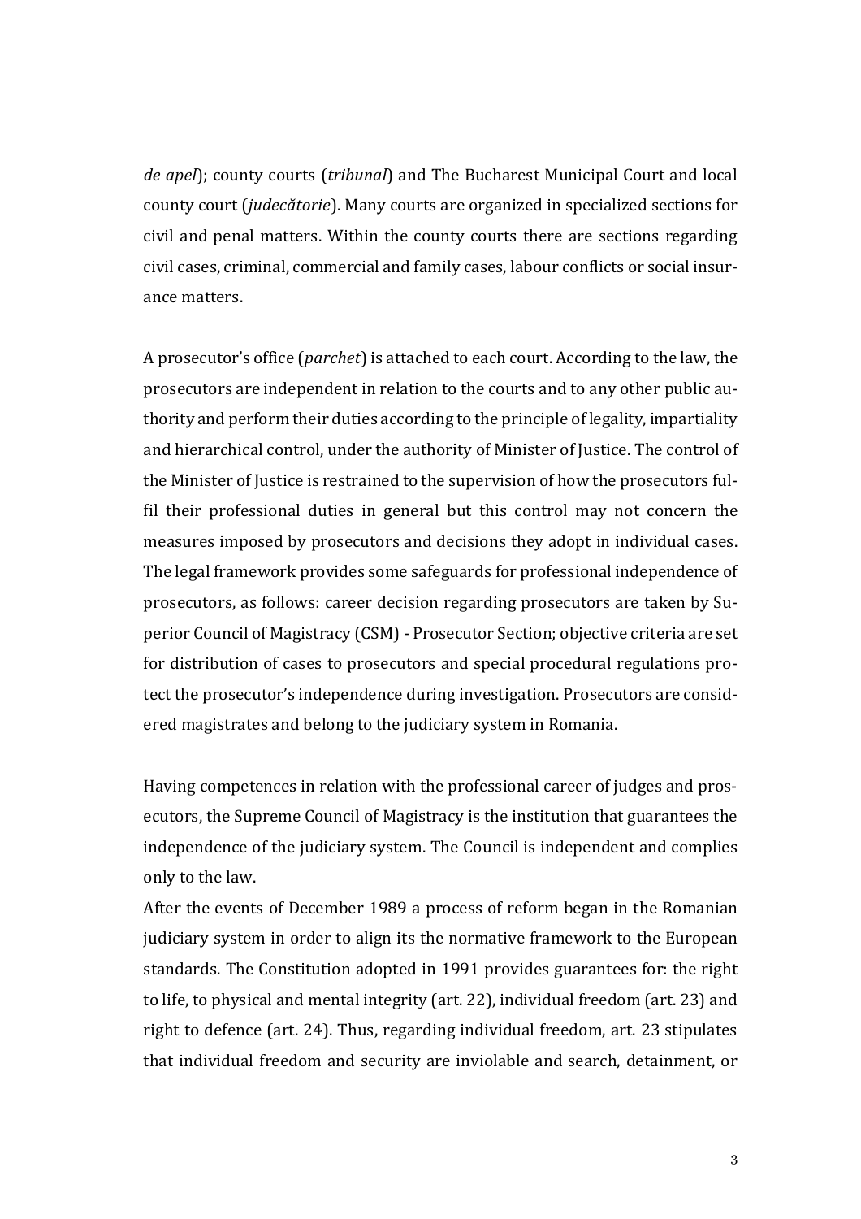*de apel*); county courts (*tribunal*) and The Bucharest Municipal Court and local county court (*judecătorie*). Many courts are organized in specialized sections for civil and penal matters. Within the county courts there are sections regarding civil cases, criminal, commercial and family cases, labour conflicts or social insurance matters.

A prosecutor's office (*parchet*) is attached to each court. According to the law, the prosecutors are independent in relation to the courts and to any other public authority and perform their duties according to the principle of legality, impartiality and hierarchical control, under the authority of Minister of Justice. The control of the Minister of Justice is restrained to the supervision of how the prosecutors fulfil their professional duties in general but this control may not concern the measures imposed by prosecutors and decisions they adopt in individual cases. The legal framework provides some safeguards for professional independence of prosecutors, as follows: career decision regarding prosecutors are taken by Superior Council of Magistracy (CSM) - Prosecutor Section; objective criteria are set for distribution of cases to prosecutors and special procedural regulations protect the prosecutor's independence during investigation. Prosecutors are considered magistrates and belong to the judiciary system in Romania.

Having competences in relation with the professional career of judges and prosecutors, the Supreme Council of Magistracy is the institution that guarantees the independence of the judiciary system. The Council is independent and complies only to the law.

After the events of December 1989 a process of reform began in the Romanian judiciary system in order to align its the normative framework to the European standards. The Constitution adopted in 1991 provides guarantees for: the right to life, to physical and mental integrity (art. 22), individual freedom (art. 23) and right to defence (art. 24). Thus, regarding individual freedom, art. 23 stipulates that individual freedom and security are inviolable and search, detainment, or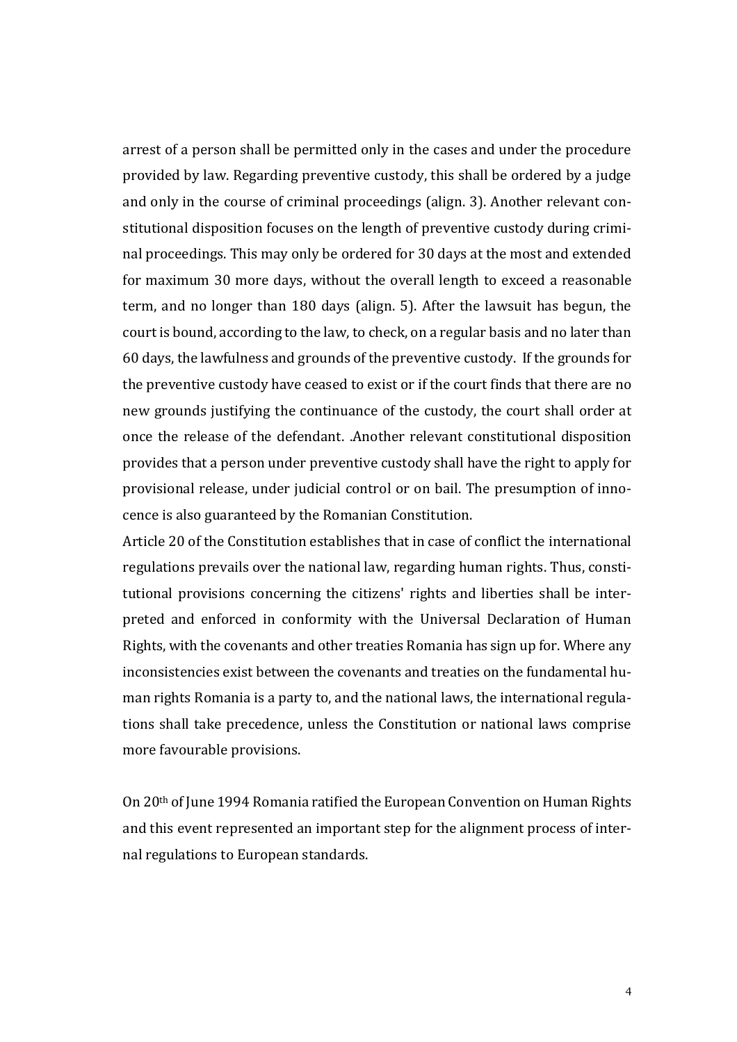arrest of a person shall be permitted only in the cases and under the procedure provided by law. Regarding preventive custody, this shall be ordered by a judge and only in the course of criminal proceedings (align. 3). Another relevant constitutional disposition focuses on the length of preventive custody during criminal proceedings. This may only be ordered for 30 days at the most and extended for maximum 30 more days, without the overall length to exceed a reasonable term, and no longer than 180 days (align. 5). After the lawsuit has begun, the court is bound, according to the law, to check, on a regular basis and no later than 60 days, the lawfulness and grounds of the preventive custody. If the grounds for the preventive custody have ceased to exist or if the court finds that there are no new grounds justifying the continuance of the custody, the court shall order at once the release of the defendant. .Another relevant constitutional disposition provides that a person under preventive custody shall have the right to apply for provisional release, under judicial control or on bail. The presumption of innocence is also guaranteed by the Romanian Constitution.
Article 20 of the Constitution establishes that in case of conflict the international regulations prevails over the national law, regarding human rights. Thus, constitutional provisions concerning the citizens' rights and liberties shall be interpreted and enforced in conformity with the Universal Declaration of Human Rights, with the covenants and other treaties Romania has sign up for. Where any inconsistencies exist between the covenants and treaties on the fundamental human rights Romania is a party to, and the national laws, the international regulations shall take precedence, unless the Constitution or national laws comprise more favourable provisions.

On 20th of June 1994 Romania ratified the European Convention on Human Rights and this event represented an important step for the alignment process of internal regulations to European standards.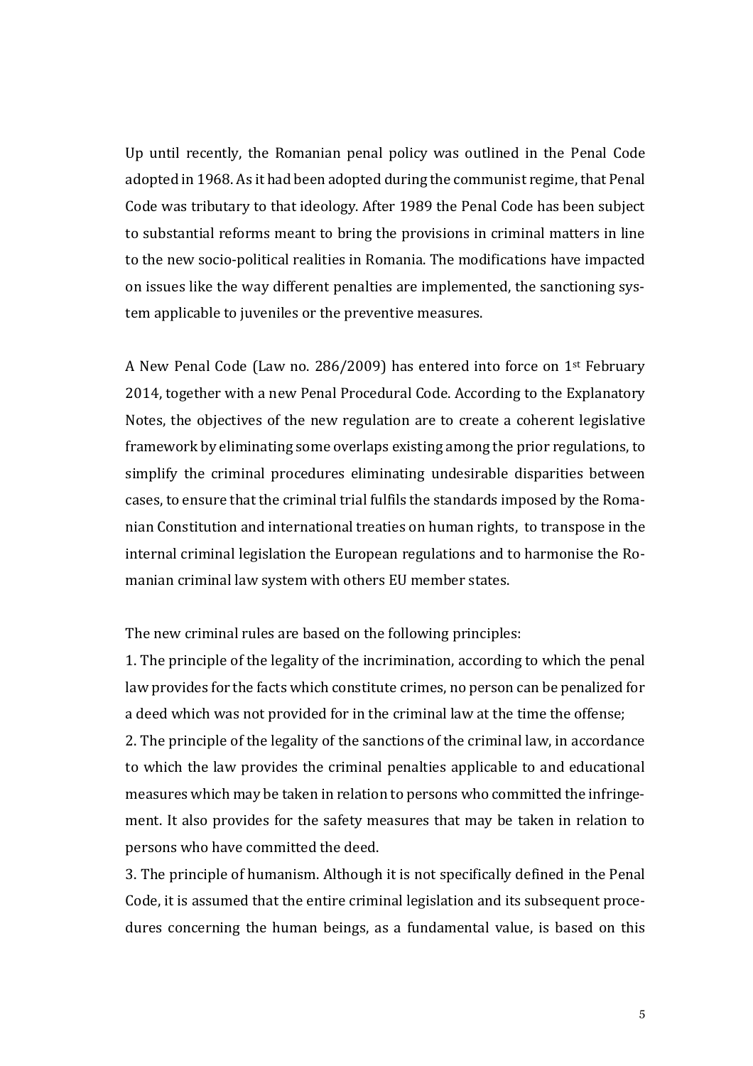Up until recently, the Romanian penal policy was outlined in the Penal Code adopted in 1968. As it had been adopted during the communist regime, that Penal Code was tributary to that ideology. After 1989 the Penal Code has been subject to substantial reforms meant to bring the provisions in criminal matters in line to the new socio-political realities in Romania. The modifications have impacted on issues like the way different penalties are implemented, the sanctioning system applicable to juveniles or the preventive measures.

A New Penal Code (Law no. 286/2009) has entered into force on 1st February 2014, together with a new Penal Procedural Code. According to the Explanatory Notes, the objectives of the new regulation are to create a coherent legislative framework by eliminating some overlaps existing among the prior regulations, to simplify the criminal procedures eliminating undesirable disparities between cases, to ensure that the criminal trial fulfils the standards imposed by the Romanian Constitution and international treaties on human rights, to transpose in the internal criminal legislation the European regulations and to harmonise the Romanian criminal law system with others EU member states.

The new criminal rules are based on the following principles:

1. The principle of the legality of the incrimination, according to which the penal law provides for the facts which constitute crimes, no person can be penalized for a deed which was not provided for in the criminal law at the time the offense;
2. The principle of the legality of the sanctions of the criminal law, in accordance to which the law provides the criminal penalties applicable to and educational measures which may be taken in relation to persons who committed the infringement. It also provides for the safety measures that may be taken in relation to persons who have committed the deed.
3. The principle of humanism. Although it is not specifically defined in the Penal Code, it is assumed that the entire criminal legislation and its subsequent procedures concerning the human beings, as a fundamental value, is based on this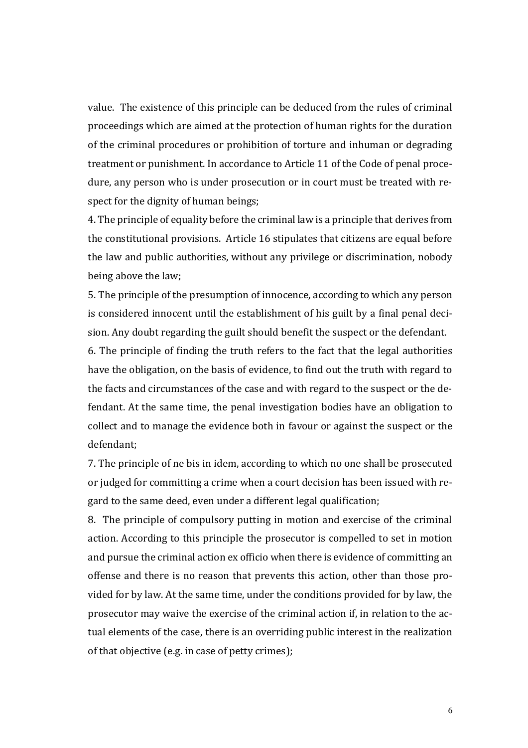value. The existence of this principle can be deduced from the rules of criminal proceedings which are aimed at the protection of human rights for the duration of the criminal procedures or prohibition of torture and inhuman or degrading treatment or punishment. In accordance to Article 11 of the Code of penal procedure, any person who is under prosecution or in court must be treated with respect for the dignity of human beings;

4. The principle of equality before the criminal law is a principle that derives from the constitutional provisions. Article 16 stipulates that citizens are equal before the law and public authorities, without any privilege or discrimination, nobody being above the law;

5. The principle of the presumption of innocence, according to which any person is considered innocent until the establishment of his guilt by a final penal decision. Any doubt regarding the guilt should benefit the suspect or the defendant.

6. The principle of finding the truth refers to the fact that the legal authorities have the obligation, on the basis of evidence, to find out the truth with regard to the facts and circumstances of the case and with regard to the suspect or the defendant. At the same time, the penal investigation bodies have an obligation to collect and to manage the evidence both in favour or against the suspect or the defendant;

7. The principle of ne bis in idem, according to which no one shall be prosecuted or judged for committing a crime when a court decision has been issued with regard to the same deed, even under a different legal qualification;

8. The principle of compulsory putting in motion and exercise of the criminal action. According to this principle the prosecutor is compelled to set in motion and pursue the criminal action ex officio when there is evidence of committing an offense and there is no reason that prevents this action, other than those provided for by law. At the same time, under the conditions provided for by law, the prosecutor may waive the exercise of the criminal action if, in relation to the actual elements of the case, there is an overriding public interest in the realization of that objective (e.g. in case of petty crimes);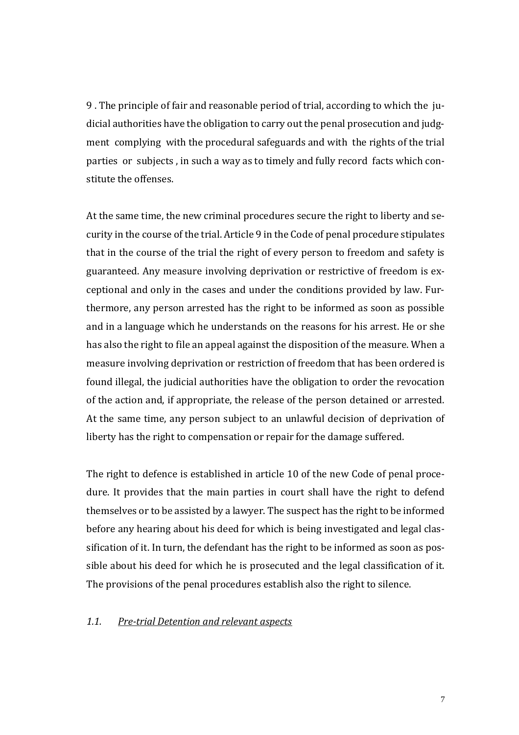9 . The principle of fair and reasonable period of trial, according to which the judicial authorities have the obligation to carry out the penal prosecution and judgment complying with the procedural safeguards and with the rights of the trial parties or subjects , in such a way as to timely and fully record facts which constitute the offenses.

At the same time, the new criminal procedures secure the right to liberty and security in the course of the trial. Article 9 in the Code of penal procedure stipulates that in the course of the trial the right of every person to freedom and safety is guaranteed. Any measure involving deprivation or restrictive of freedom is exceptional and only in the cases and under the conditions provided by law. Furthermore, any person arrested has the right to be informed as soon as possible and in a language which he understands on the reasons for his arrest. He or she has also the right to file an appeal against the disposition of the measure. When a measure involving deprivation or restriction of freedom that has been ordered is found illegal, the judicial authorities have the obligation to order the revocation of the action and, if appropriate, the release of the person detained or arrested. At the same time, any person subject to an unlawful decision of deprivation of liberty has the right to compensation or repair for the damage suffered.

The right to defence is established in article 10 of the new Code of penal procedure. It provides that the main parties in court shall have the right to defend themselves or to be assisted by a lawyer. The suspect has the right to be informed before any hearing about his deed for which is being investigated and legal classification of it. In turn, the defendant has the right to be informed as soon as possible about his deed for which he is prosecuted and the legal classification of it. The provisions of the penal procedures establish also the right to silence.

### *1.1. Pre-trial Detention and relevant aspects*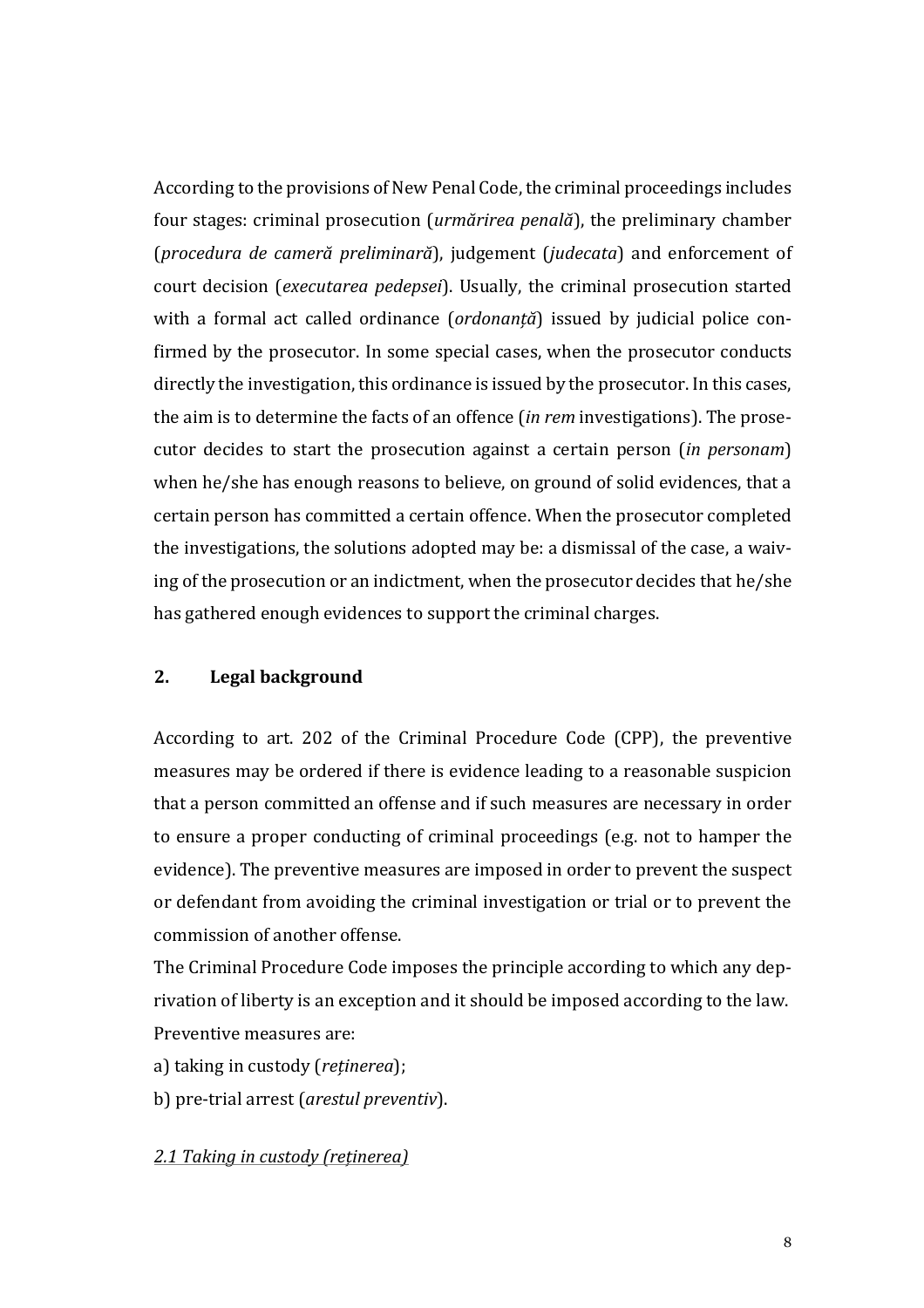According to the provisions of New Penal Code, the criminal proceedings includes four stages: criminal prosecution (*urmărirea penală*), the preliminary chamber (*procedura de cameră preliminară*), judgement (*judecata*) and enforcement of court decision (*executarea pedepsei*). Usually, the criminal prosecution started with a formal act called ordinance (*ordonanță*) issued by judicial police confirmed by the prosecutor. In some special cases, when the prosecutor conducts directly the investigation, this ordinance is issued by the prosecutor. In this cases, the aim is to determine the facts of an offence (*in rem* investigations). The prosecutor decides to start the prosecution against a certain person (*in personam*) when he/she has enough reasons to believe, on ground of solid evidences, that a certain person has committed a certain offence. When the prosecutor completed the investigations, the solutions adopted may be: a dismissal of the case, a waiving of the prosecution or an indictment, when the prosecutor decides that he/she has gathered enough evidences to support the criminal charges.

## 2. Legal background

According to art. 202 of the Criminal Procedure Code (CPP), the preventive measures may be ordered if there is evidence leading to a reasonable suspicion that a person committed an offense and if such measures are necessary in order to ensure a proper conducting of criminal proceedings (e.g. not to hamper the evidence). The preventive measures are imposed in order to prevent the suspect or defendant from avoiding the criminal investigation or trial or to prevent the commission of another offense.

The Criminal Procedure Code imposes the principle according to which any deprivation of liberty is an exception and it should be imposed according to the law.

Preventive measures are:

a) taking in custody (*reținerea*);

b) pre-trial arrest (*arestul preventiv*).

### *2.1 Taking in custody (reținerea)*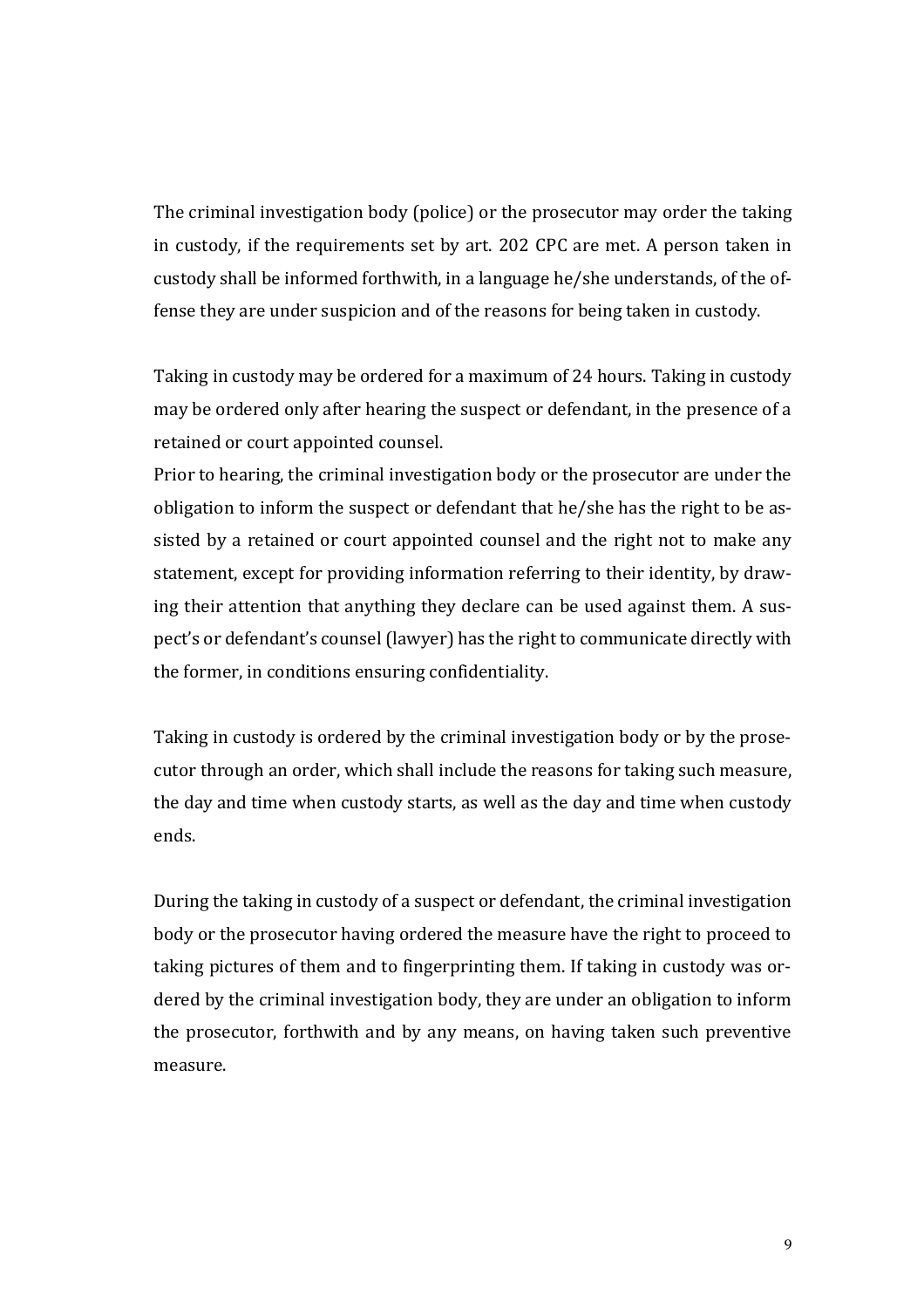The criminal investigation body (police) or the prosecutor may order the taking in custody, if the requirements set by art. 202 CPC are met. A person taken in custody shall be informed forthwith, in a language he/she understands, of the offense they are under suspicion and of the reasons for being taken in custody.

Taking in custody may be ordered for a maximum of 24 hours. Taking in custody may be ordered only after hearing the suspect or defendant, in the presence of a retained or court appointed counsel.
Prior to hearing, the criminal investigation body or the prosecutor are under the obligation to inform the suspect or defendant that he/she has the right to be assisted by a retained or court appointed counsel and the right not to make any statement, except for providing information referring to their identity, by drawing their attention that anything they declare can be used against them. A suspect's or defendant's counsel (lawyer) has the right to communicate directly with the former, in conditions ensuring confidentiality.

Taking in custody is ordered by the criminal investigation body or by the prosecutor through an order, which shall include the reasons for taking such measure, the day and time when custody starts, as well as the day and time when custody ends.

During the taking in custody of a suspect or defendant, the criminal investigation body or the prosecutor having ordered the measure have the right to proceed to taking pictures of them and to fingerprinting them. If taking in custody was ordered by the criminal investigation body, they are under an obligation to inform the prosecutor, forthwith and by any means, on having taken such preventive measure.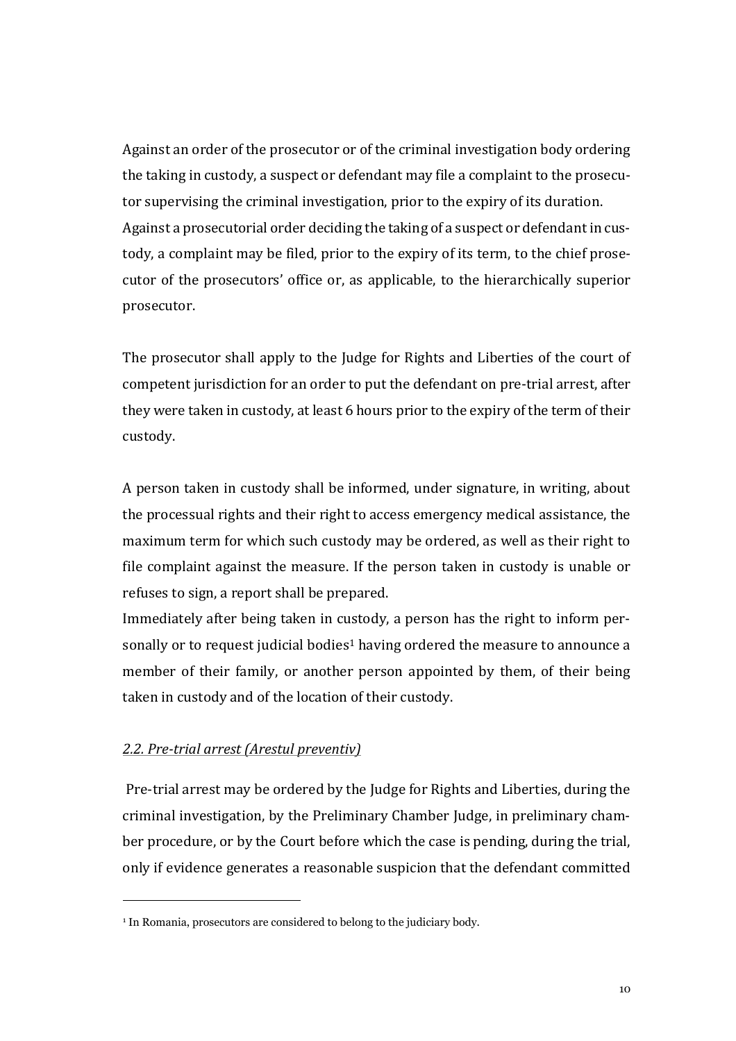Against an order of the prosecutor or of the criminal investigation body ordering the taking in custody, a suspect or defendant may file a complaint to the prosecutor supervising the criminal investigation, prior to the expiry of its duration. Against a prosecutorial order deciding the taking of a suspect or defendant in custody, a complaint may be filed, prior to the expiry of its term, to the chief prosecutor of the prosecutors' office or, as applicable, to the hierarchically superior prosecutor.

The prosecutor shall apply to the Judge for Rights and Liberties of the court of competent jurisdiction for an order to put the defendant on pre-trial arrest, after they were taken in custody, at least 6 hours prior to the expiry of the term of their custody.

A person taken in custody shall be informed, under signature, in writing, about the processual rights and their right to access emergency medical assistance, the maximum term for which such custody may be ordered, as well as their right to file complaint against the measure. If the person taken in custody is unable or refuses to sign, a report shall be prepared.

Immediately after being taken in custody, a person has the right to inform personally or to request judicial bodies[1] having ordered the measure to announce a member of their family, or another person appointed by them, of their being taken in custody and of the location of their custody.

### *2.2. Pre-trial arrest (Arestul preventiv)*

Pre-trial arrest may be ordered by the Judge for Rights and Liberties, during the criminal investigation, by the Preliminary Chamber Judge, in preliminary chamber procedure, or by the Court before which the case is pending, during the trial, only if evidence generates a reasonable suspicion that the defendant committed

[1] In Romania, prosecutors are considered to belong to the judiciary body.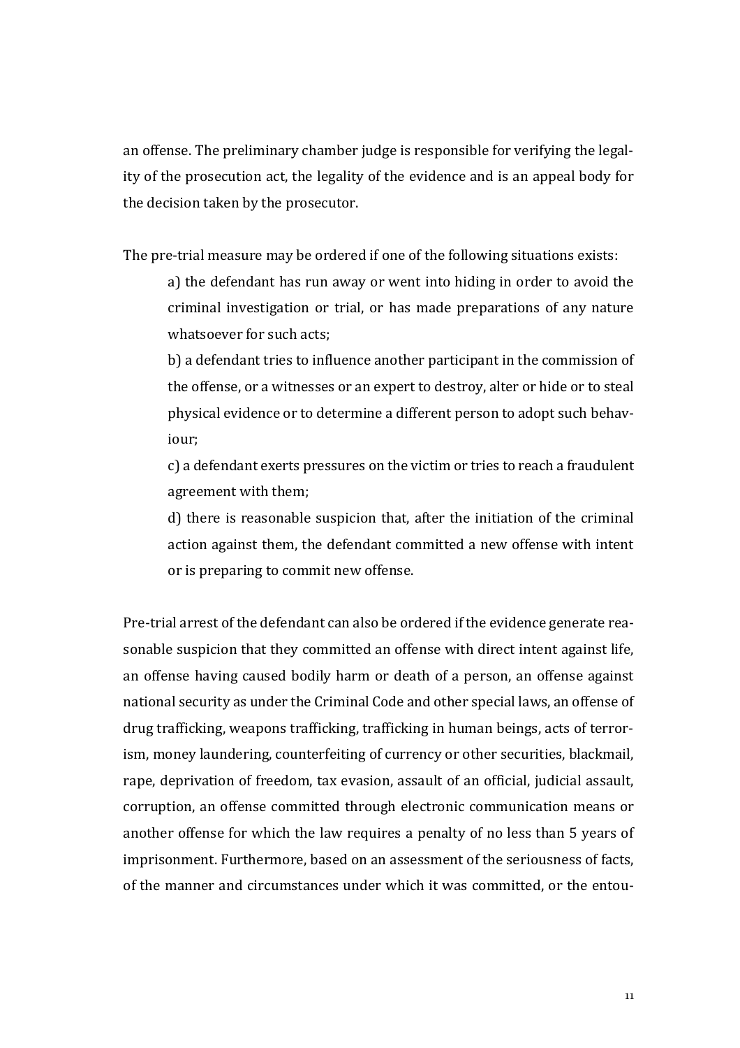an offense. The preliminary chamber judge is responsible for verifying the legality of the prosecution act, the legality of the evidence and is an appeal body for the decision taken by the prosecutor.

The pre-trial measure may be ordered if one of the following situations exists:

> a) the defendant has run away or went into hiding in order to avoid the criminal investigation or trial, or has made preparations of any nature whatsoever for such acts;
>
> b) a defendant tries to influence another participant in the commission of the offense, or a witnesses or an expert to destroy, alter or hide or to steal physical evidence or to determine a different person to adopt such behaviour;
>
> c) a defendant exerts pressures on the victim or tries to reach a fraudulent agreement with them;
>
> d) there is reasonable suspicion that, after the initiation of the criminal action against them, the defendant committed a new offense with intent or is preparing to commit new offense.

Pre-trial arrest of the defendant can also be ordered if the evidence generate reasonable suspicion that they committed an offense with direct intent against life, an offense having caused bodily harm or death of a person, an offense against national security as under the Criminal Code and other special laws, an offense of drug trafficking, weapons trafficking, trafficking in human beings, acts of terrorism, money laundering, counterfeiting of currency or other securities, blackmail, rape, deprivation of freedom, tax evasion, assault of an official, judicial assault, corruption, an offense committed through electronic communication means or another offense for which the law requires a penalty of no less than 5 years of imprisonment. Furthermore, based on an assessment of the seriousness of facts, of the manner and circumstances under which it was committed, or the entou-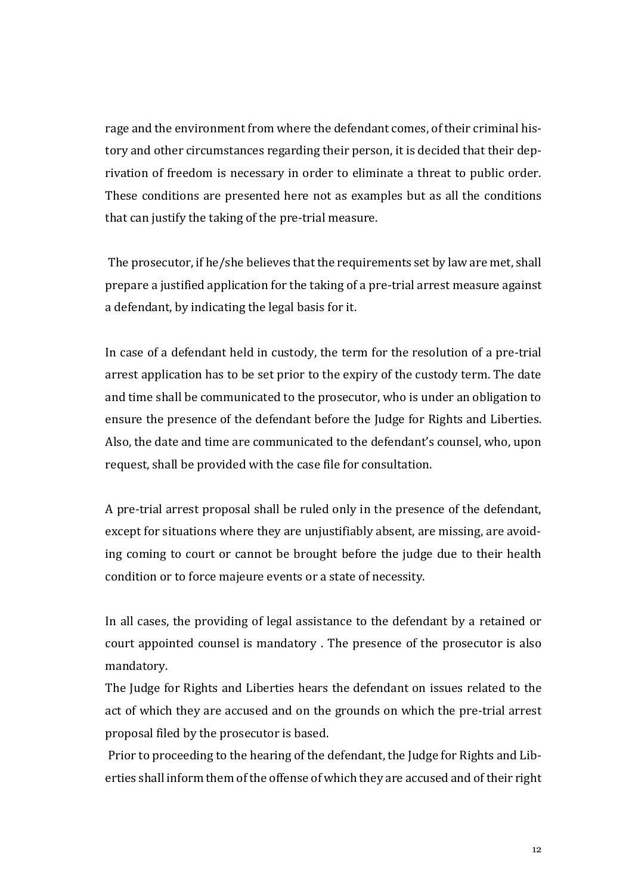rage and the environment from where the defendant comes, of their criminal history and other circumstances regarding their person, it is decided that their deprivation of freedom is necessary in order to eliminate a threat to public order. These conditions are presented here not as examples but as all the conditions that can justify the taking of the pre-trial measure.

The prosecutor, if he/she believes that the requirements set by law are met, shall prepare a justified application for the taking of a pre-trial arrest measure against a defendant, by indicating the legal basis for it.

In case of a defendant held in custody, the term for the resolution of a pre-trial arrest application has to be set prior to the expiry of the custody term. The date and time shall be communicated to the prosecutor, who is under an obligation to ensure the presence of the defendant before the Judge for Rights and Liberties. Also, the date and time are communicated to the defendant's counsel, who, upon request, shall be provided with the case file for consultation.

A pre-trial arrest proposal shall be ruled only in the presence of the defendant, except for situations where they are unjustifiably absent, are missing, are avoiding coming to court or cannot be brought before the judge due to their health condition or to force majeure events or a state of necessity.

In all cases, the providing of legal assistance to the defendant by a retained or court appointed counsel is mandatory . The presence of the prosecutor is also mandatory.

The Judge for Rights and Liberties hears the defendant on issues related to the act of which they are accused and on the grounds on which the pre-trial arrest proposal filed by the prosecutor is based.

Prior to proceeding to the hearing of the defendant, the Judge for Rights and Liberties shall inform them of the offense of which they are accused and of their right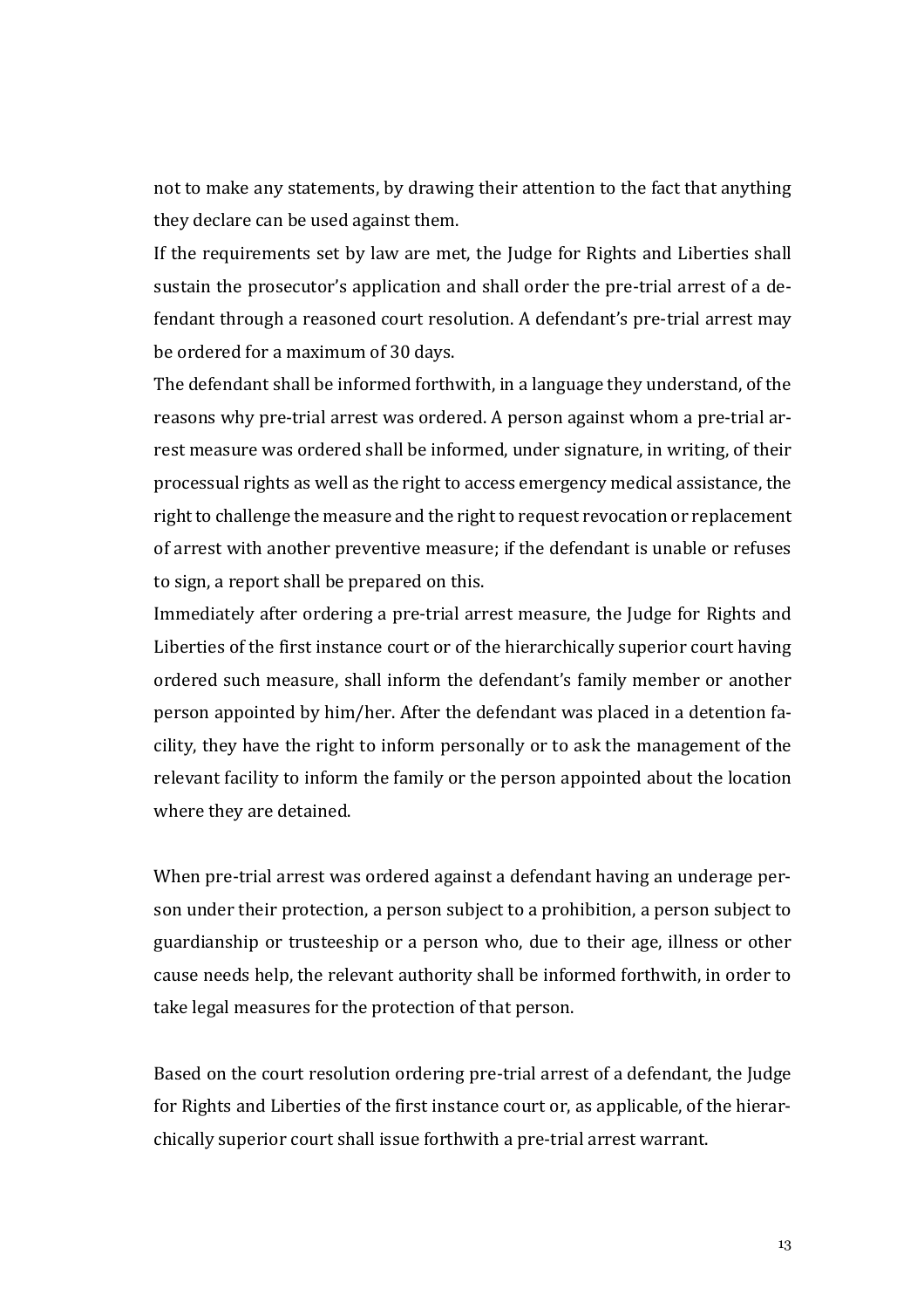not to make any statements, by drawing their attention to the fact that anything they declare can be used against them.

If the requirements set by law are met, the Judge for Rights and Liberties shall sustain the prosecutor's application and shall order the pre-trial arrest of a defendant through a reasoned court resolution. A defendant's pre-trial arrest may be ordered for a maximum of 30 days.

The defendant shall be informed forthwith, in a language they understand, of the reasons why pre-trial arrest was ordered. A person against whom a pre-trial arrest measure was ordered shall be informed, under signature, in writing, of their processual rights as well as the right to access emergency medical assistance, the right to challenge the measure and the right to request revocation or replacement of arrest with another preventive measure; if the defendant is unable or refuses to sign, a report shall be prepared on this.

Immediately after ordering a pre-trial arrest measure, the Judge for Rights and Liberties of the first instance court or of the hierarchically superior court having ordered such measure, shall inform the defendant's family member or another person appointed by him/her. After the defendant was placed in a detention facility, they have the right to inform personally or to ask the management of the relevant facility to inform the family or the person appointed about the location where they are detained.

When pre-trial arrest was ordered against a defendant having an underage person under their protection, a person subject to a prohibition, a person subject to guardianship or trusteeship or a person who, due to their age, illness or other cause needs help, the relevant authority shall be informed forthwith, in order to take legal measures for the protection of that person.

Based on the court resolution ordering pre-trial arrest of a defendant, the Judge for Rights and Liberties of the first instance court or, as applicable, of the hierarchically superior court shall issue forthwith a pre-trial arrest warrant.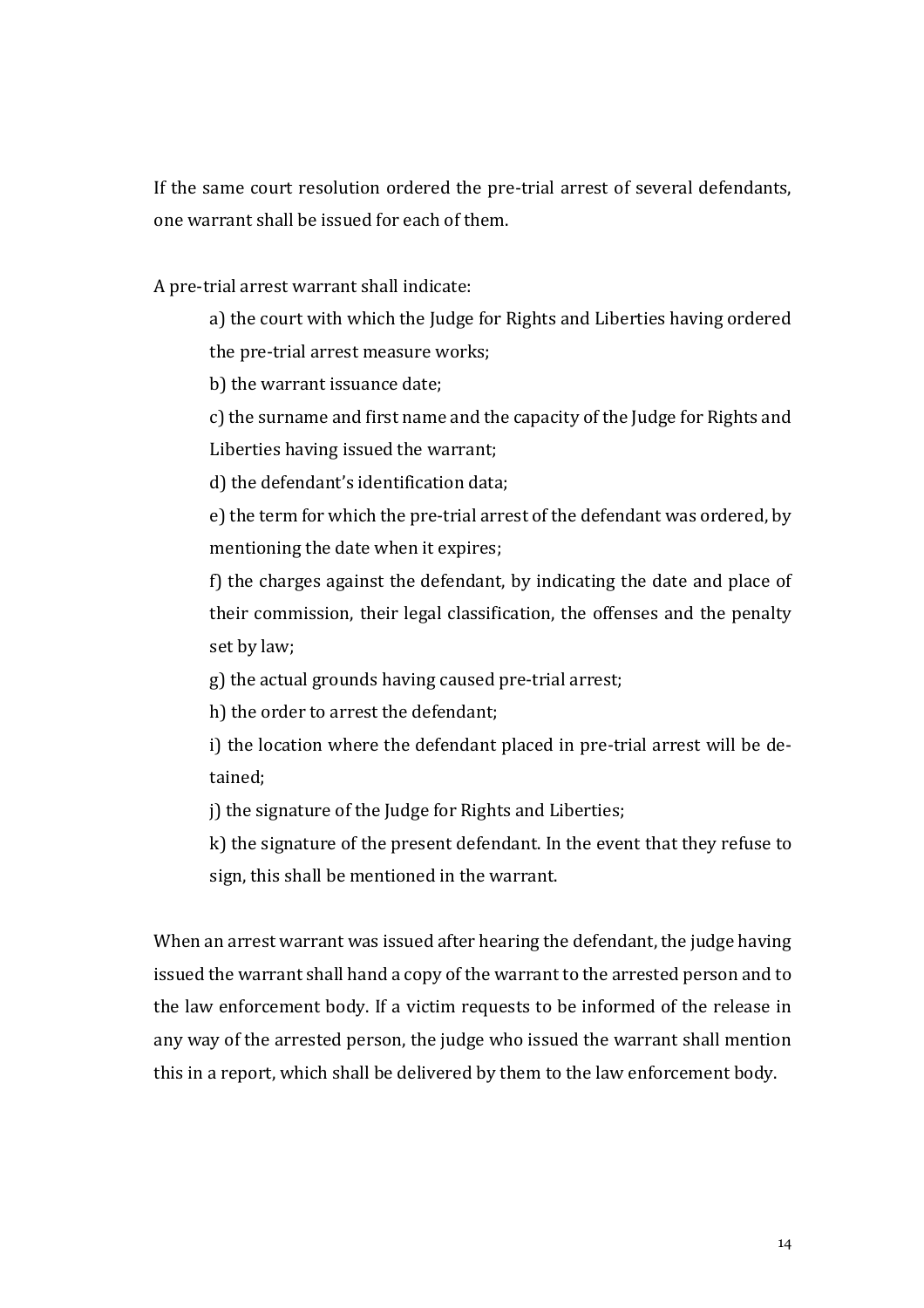If the same court resolution ordered the pre-trial arrest of several defendants, one warrant shall be issued for each of them.

A pre-trial arrest warrant shall indicate:

a) the court with which the Judge for Rights and Liberties having ordered the pre-trial arrest measure works;

b) the warrant issuance date;

c) the surname and first name and the capacity of the Judge for Rights and Liberties having issued the warrant;

d) the defendant's identification data;

e) the term for which the pre-trial arrest of the defendant was ordered, by mentioning the date when it expires;

f) the charges against the defendant, by indicating the date and place of their commission, their legal classification, the offenses and the penalty set by law;

g) the actual grounds having caused pre-trial arrest;

h) the order to arrest the defendant;

i) the location where the defendant placed in pre-trial arrest will be detained;

j) the signature of the Judge for Rights and Liberties;

k) the signature of the present defendant. In the event that they refuse to sign, this shall be mentioned in the warrant.

When an arrest warrant was issued after hearing the defendant, the judge having issued the warrant shall hand a copy of the warrant to the arrested person and to the law enforcement body. If a victim requests to be informed of the release in any way of the arrested person, the judge who issued the warrant shall mention this in a report, which shall be delivered by them to the law enforcement body.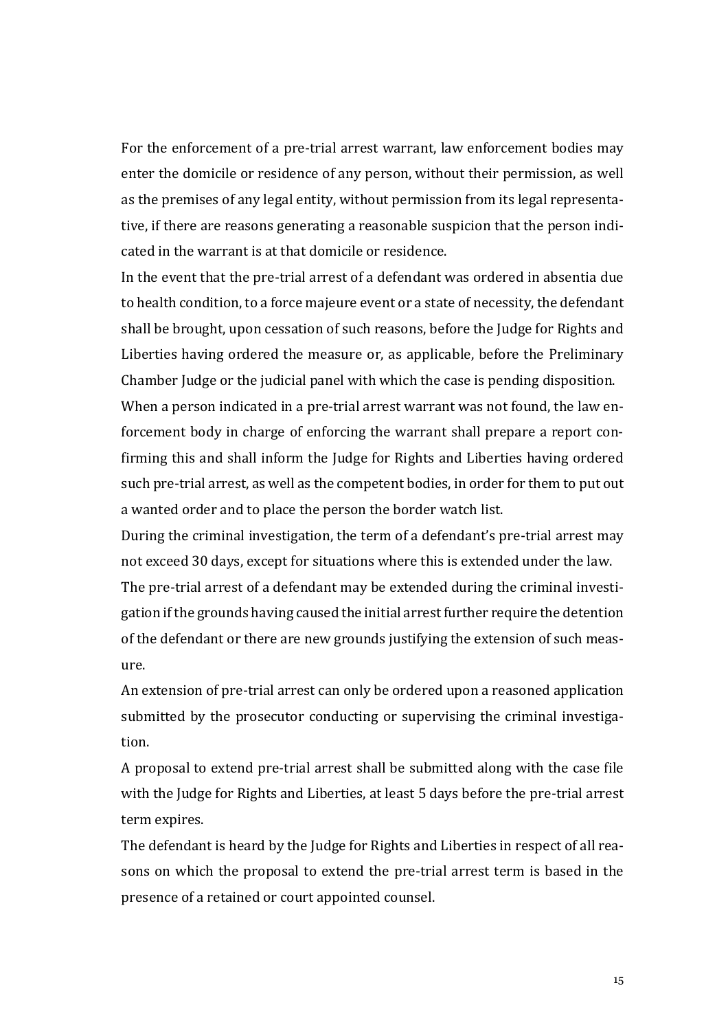For the enforcement of a pre-trial arrest warrant, law enforcement bodies may enter the domicile or residence of any person, without their permission, as well as the premises of any legal entity, without permission from its legal representative, if there are reasons generating a reasonable suspicion that the person indicated in the warrant is at that domicile or residence.

In the event that the pre-trial arrest of a defendant was ordered in absentia due to health condition, to a force majeure event or a state of necessity, the defendant shall be brought, upon cessation of such reasons, before the Judge for Rights and Liberties having ordered the measure or, as applicable, before the Preliminary Chamber Judge or the judicial panel with which the case is pending disposition.

When a person indicated in a pre-trial arrest warrant was not found, the law enforcement body in charge of enforcing the warrant shall prepare a report confirming this and shall inform the Judge for Rights and Liberties having ordered such pre-trial arrest, as well as the competent bodies, in order for them to put out a wanted order and to place the person the border watch list.

During the criminal investigation, the term of a defendant's pre-trial arrest may not exceed 30 days, except for situations where this is extended under the law.

The pre-trial arrest of a defendant may be extended during the criminal investigation if the grounds having caused the initial arrest further require the detention of the defendant or there are new grounds justifying the extension of such measure.

An extension of pre-trial arrest can only be ordered upon a reasoned application submitted by the prosecutor conducting or supervising the criminal investigation.

A proposal to extend pre-trial arrest shall be submitted along with the case file with the Judge for Rights and Liberties, at least 5 days before the pre-trial arrest term expires.

The defendant is heard by the Judge for Rights and Liberties in respect of all reasons on which the proposal to extend the pre-trial arrest term is based in the presence of a retained or court appointed counsel.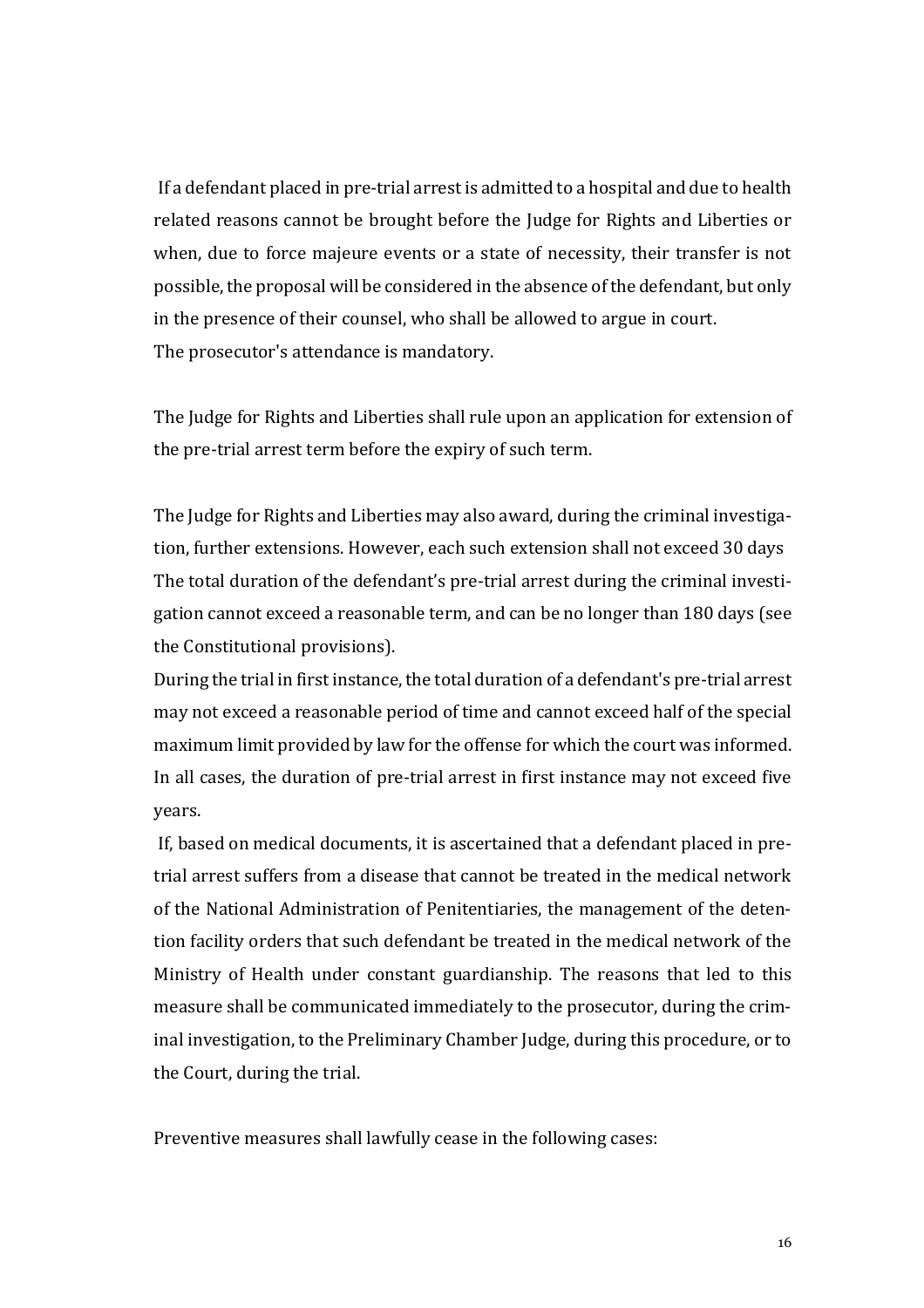If a defendant placed in pre-trial arrest is admitted to a hospital and due to health related reasons cannot be brought before the Judge for Rights and Liberties or when, due to force majeure events or a state of necessity, their transfer is not possible, the proposal will be considered in the absence of the defendant, but only in the presence of their counsel, who shall be allowed to argue in court.
The prosecutor's attendance is mandatory.

The Judge for Rights and Liberties shall rule upon an application for extension of the pre-trial arrest term before the expiry of such term.

The Judge for Rights and Liberties may also award, during the criminal investigation, further extensions. However, each such extension shall not exceed 30 days
The total duration of the defendant's pre-trial arrest during the criminal investigation cannot exceed a reasonable term, and can be no longer than 180 days (see the Constitutional provisions).
During the trial in first instance, the total duration of a defendant's pre-trial arrest may not exceed a reasonable period of time and cannot exceed half of the special maximum limit provided by law for the offense for which the court was informed. In all cases, the duration of pre-trial arrest in first instance may not exceed five years.

If, based on medical documents, it is ascertained that a defendant placed in pre-trial arrest suffers from a disease that cannot be treated in the medical network of the National Administration of Penitentiaries, the management of the detention facility orders that such defendant be treated in the medical network of the Ministry of Health under constant guardianship. The reasons that led to this measure shall be communicated immediately to the prosecutor, during the criminal investigation, to the Preliminary Chamber Judge, during this procedure, or to the Court, during the trial.

Preventive measures shall lawfully cease in the following cases: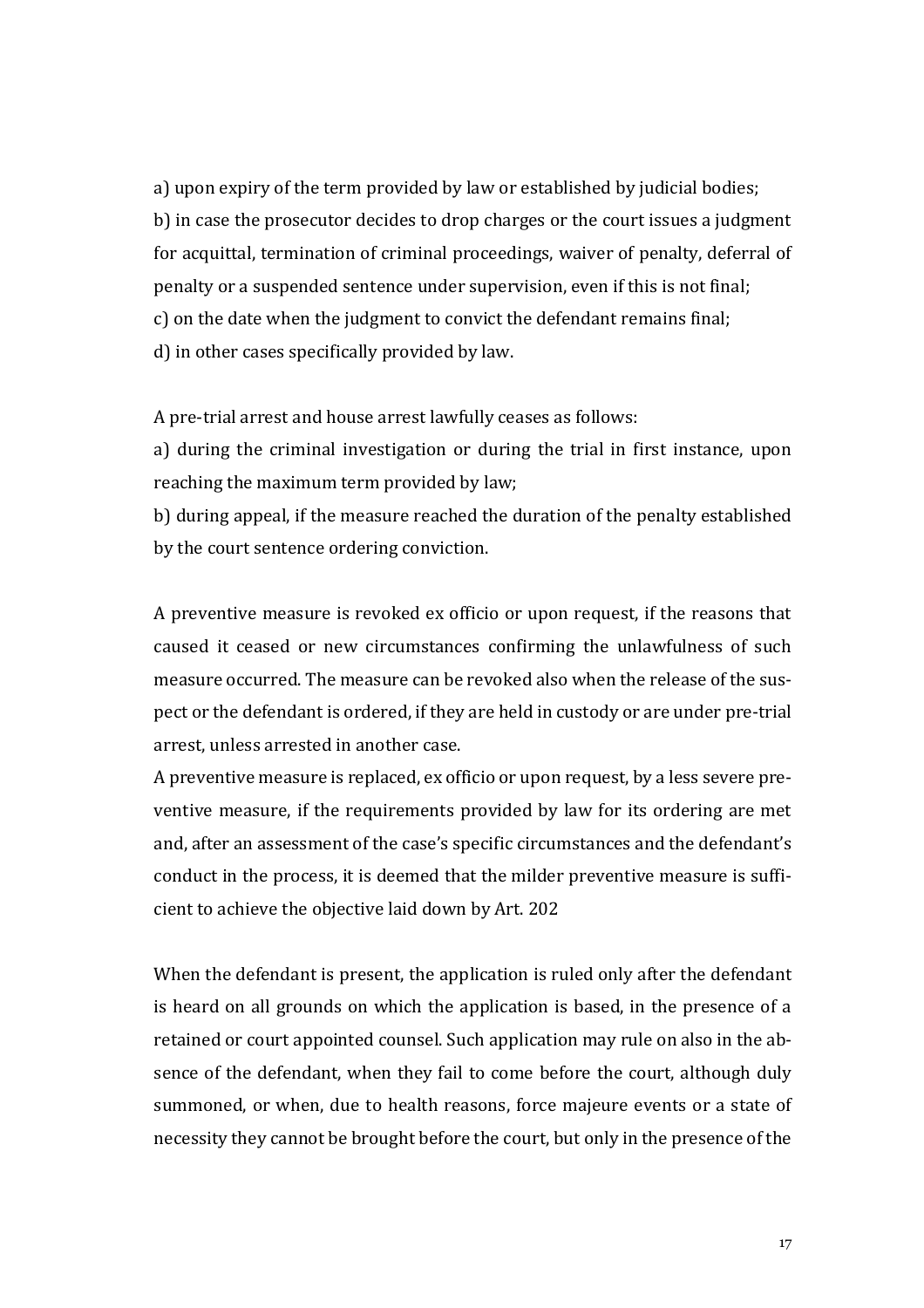a) upon expiry of the term provided by law or established by judicial bodies;
b) in case the prosecutor decides to drop charges or the court issues a judgment for acquittal, termination of criminal proceedings, waiver of penalty, deferral of penalty or a suspended sentence under supervision, even if this is not final;
c) on the date when the judgment to convict the defendant remains final;
d) in other cases specifically provided by law.

A pre-trial arrest and house arrest lawfully ceases as follows:
a) during the criminal investigation or during the trial in first instance, upon reaching the maximum term provided by law;
b) during appeal, if the measure reached the duration of the penalty established by the court sentence ordering conviction.

A preventive measure is revoked ex officio or upon request, if the reasons that caused it ceased or new circumstances confirming the unlawfulness of such measure occurred. The measure can be revoked also when the release of the suspect or the defendant is ordered, if they are held in custody or are under pre-trial arrest, unless arrested in another case.
A preventive measure is replaced, ex officio or upon request, by a less severe preventive measure, if the requirements provided by law for its ordering are met and, after an assessment of the case's specific circumstances and the defendant's conduct in the process, it is deemed that the milder preventive measure is sufficient to achieve the objective laid down by Art. 202

When the defendant is present, the application is ruled only after the defendant is heard on all grounds on which the application is based, in the presence of a retained or court appointed counsel. Such application may rule on also in the absence of the defendant, when they fail to come before the court, although duly summoned, or when, due to health reasons, force majeure events or a state of necessity they cannot be brought before the court, but only in the presence of the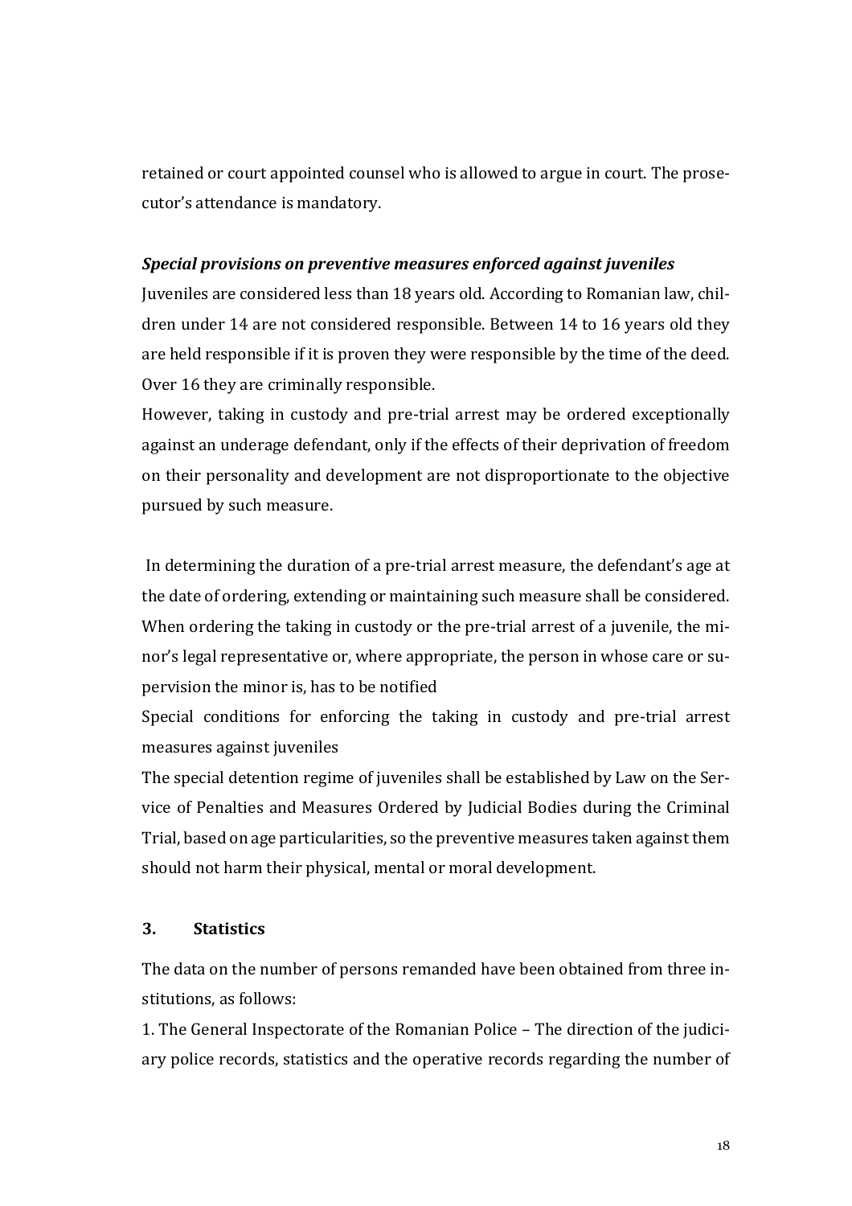retained or court appointed counsel who is allowed to argue in court. The prosecutor's attendance is mandatory.

***Special provisions on preventive measures enforced against juveniles***

Juveniles are considered less than 18 years old. According to Romanian law, children under 14 are not considered responsible. Between 14 to 16 years old they are held responsible if it is proven they were responsible by the time of the deed. Over 16 they are criminally responsible.

However, taking in custody and pre-trial arrest may be ordered exceptionally against an underage defendant, only if the effects of their deprivation of freedom on their personality and development are not disproportionate to the objective pursued by such measure.

In determining the duration of a pre-trial arrest measure, the defendant's age at the date of ordering, extending or maintaining such measure shall be considered. When ordering the taking in custody or the pre-trial arrest of a juvenile, the minor's legal representative or, where appropriate, the person in whose care or supervision the minor is, has to be notified

Special conditions for enforcing the taking in custody and pre-trial arrest measures against juveniles

The special detention regime of juveniles shall be established by Law on the Service of Penalties and Measures Ordered by Judicial Bodies during the Criminal Trial, based on age particularities, so the preventive measures taken against them should not harm their physical, mental or moral development.

## 3. Statistics

The data on the number of persons remanded have been obtained from three institutions, as follows:

1. The General Inspectorate of the Romanian Police – The direction of the judiciary police records, statistics and the operative records regarding the number of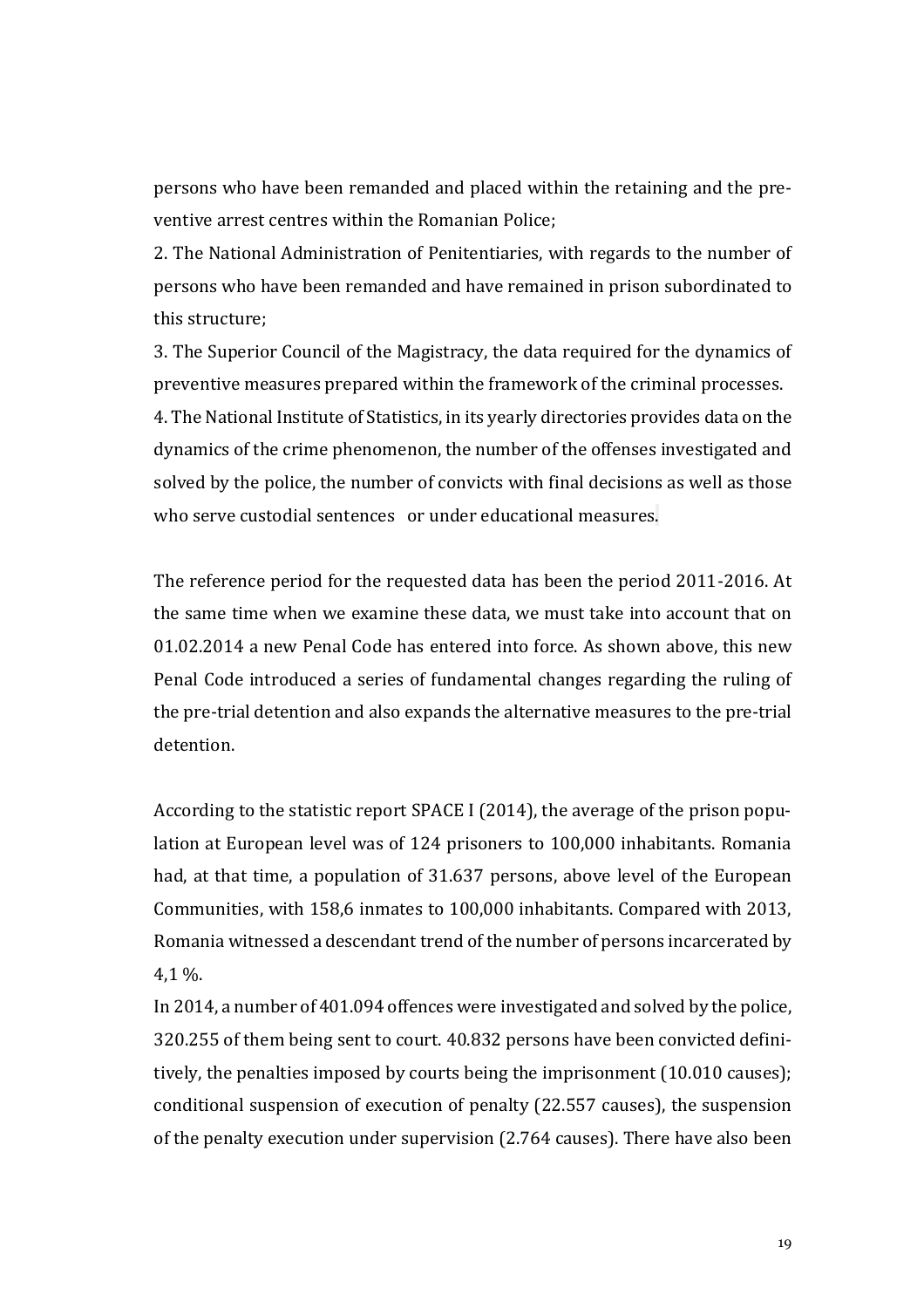persons who have been remanded and placed within the retaining and the preventive arrest centres within the Romanian Police;

2. The National Administration of Penitentiaries, with regards to the number of persons who have been remanded and have remained in prison subordinated to this structure;

3. The Superior Council of the Magistracy, the data required for the dynamics of preventive measures prepared within the framework of the criminal processes.

4. The National Institute of Statistics, in its yearly directories provides data on the dynamics of the crime phenomenon, the number of the offenses investigated and solved by the police, the number of convicts with final decisions as well as those who serve custodial sentences or under educational measures.

The reference period for the requested data has been the period 2011-2016. At the same time when we examine these data, we must take into account that on 01.02.2014 a new Penal Code has entered into force. As shown above, this new Penal Code introduced a series of fundamental changes regarding the ruling of the pre-trial detention and also expands the alternative measures to the pre-trial detention.

According to the statistic report SPACE I (2014), the average of the prison population at European level was of 124 prisoners to 100,000 inhabitants. Romania had, at that time, a population of 31.637 persons, above level of the European Communities, with 158,6 inmates to 100,000 inhabitants. Compared with 2013, Romania witnessed a descendant trend of the number of persons incarcerated by 4,1 %.

In 2014, a number of 401.094 offences were investigated and solved by the police, 320.255 of them being sent to court. 40.832 persons have been convicted definitively, the penalties imposed by courts being the imprisonment (10.010 causes); conditional suspension of execution of penalty (22.557 causes), the suspension of the penalty execution under supervision (2.764 causes). There have also been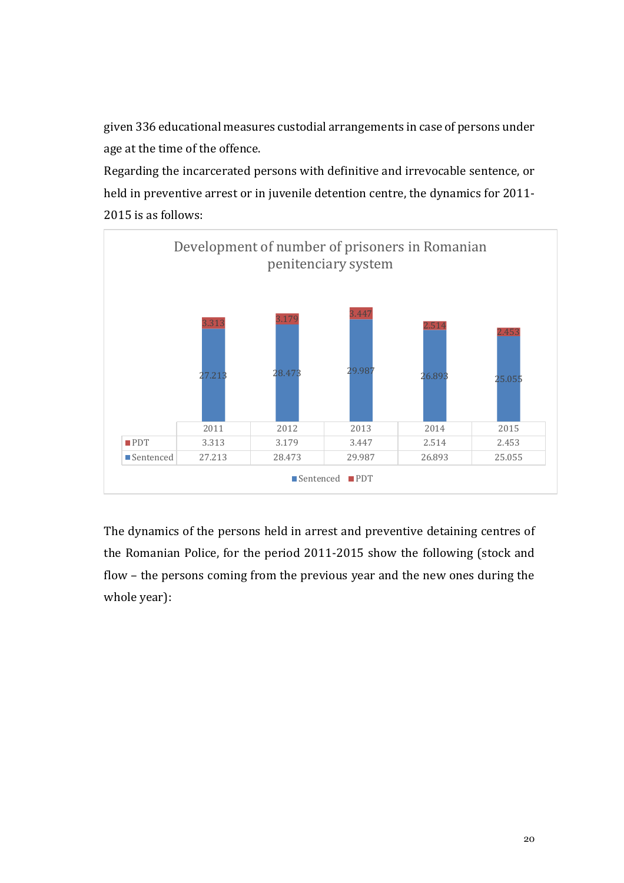given 336 educational measures custodial arrangements in case of persons under age at the time of the offence.

Regarding the incarcerated persons with definitive and irrevocable sentence, or held in preventive arrest or in juvenile detention centre, the dynamics for 2011-2015 is as follows:

Development of number of prisoners in Romanian penitenciary system

| | 2011 | 2012 | 2013 | 2014 | 2015 |
|---|---|---|---|---|---|
| PDT | 3.313 | 3.179 | 3.447 | 2.514 | 2.453 |
| Sentenced | 27.213 | 28.473 | 29.987 | 26.893 | 25.055 |

The dynamics of the persons held in arrest and preventive detaining centres of the Romanian Police, for the period 2011-2015 show the following (stock and flow – the persons coming from the previous year and the new ones during the whole year):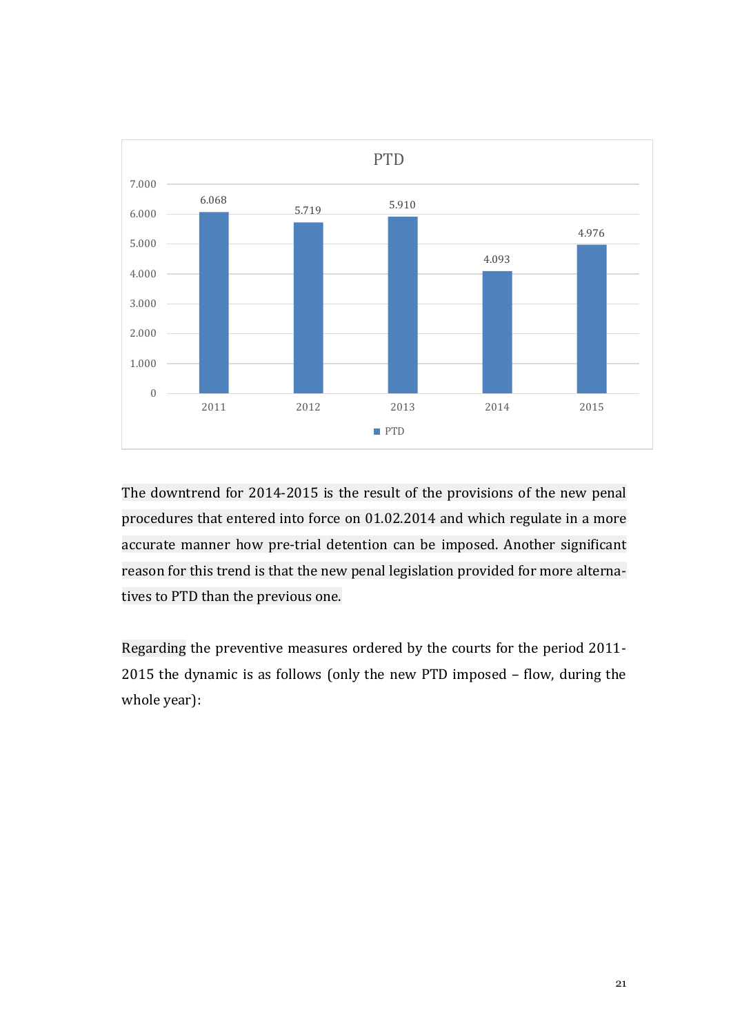**PTD**

| Year | PTD |
| --- | --- |
| 2011 | 6.068 |
| 2012 | 5.719 |
| 2013 | 5.910 |
| 2014 | 4.093 |
| 2015 | 4.976 |

The downtrend for 2014-2015 is the result of the provisions of the new penal procedures that entered into force on 01.02.2014 and which regulate in a more accurate manner how pre-trial detention can be imposed. Another significant reason for this trend is that the new penal legislation provided for more alternatives to PTD than the previous one.

Regarding the preventive measures ordered by the courts for the period 2011-2015 the dynamic is as follows (only the new PTD imposed – flow, during the whole year):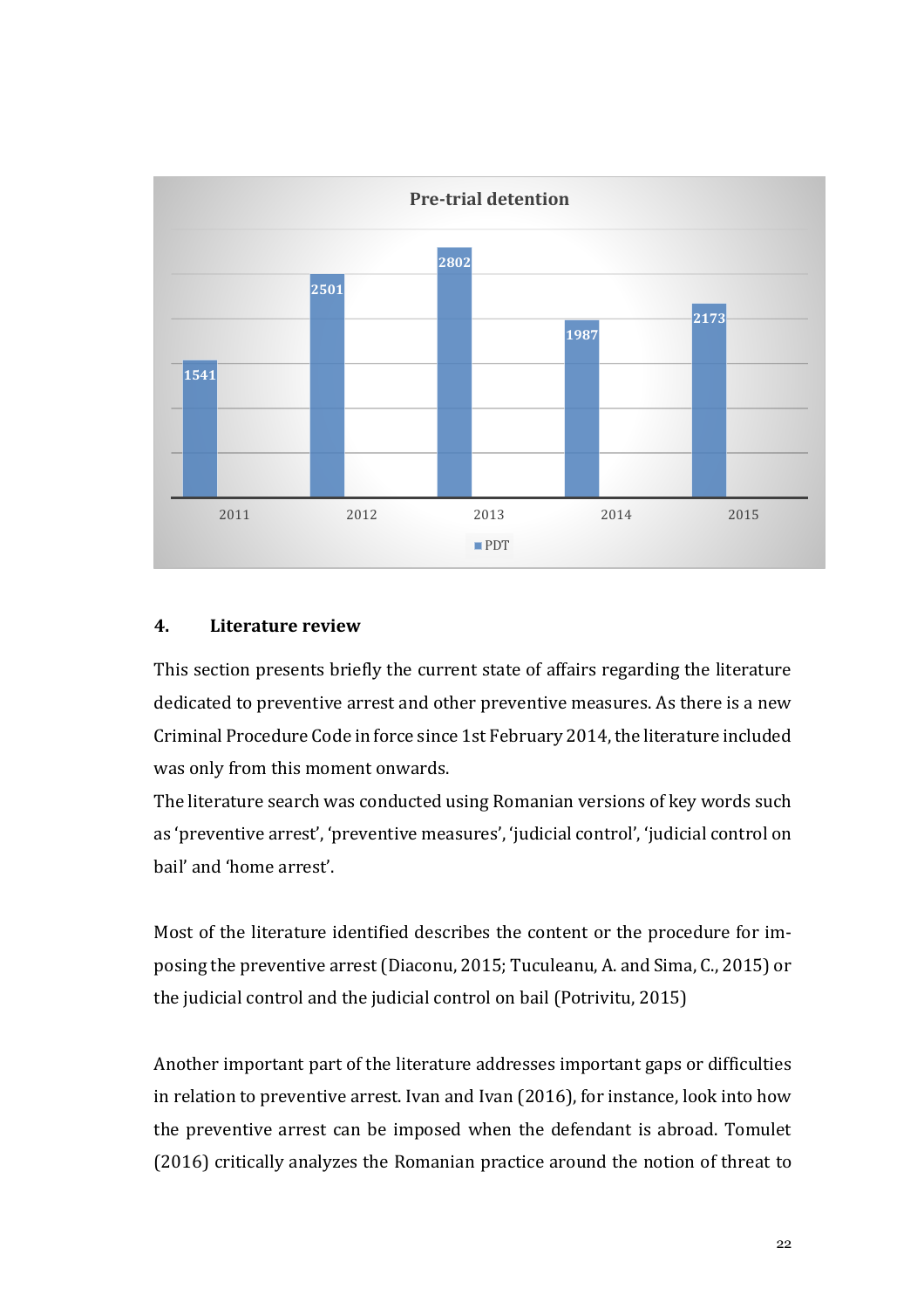**Pre-trial detention**

| | 2011 | 2012 | 2013 | 2014 | 2015 |
|---|---|---|---|---|---|
| PDT | 1541 | 2501 | 2802 | 1987 | 2173 |

## 4. Literature review

This section presents briefly the current state of affairs regarding the literature dedicated to preventive arrest and other preventive measures. As there is a new Criminal Procedure Code in force since 1st February 2014, the literature included was only from this moment onwards.

The literature search was conducted using Romanian versions of key words such as 'preventive arrest', 'preventive measures', 'judicial control', 'judicial control on bail' and 'home arrest'.

Most of the literature identified describes the content or the procedure for imposing the preventive arrest (Diaconu, 2015; Tuculeanu, A. and Sima, C., 2015) or the judicial control and the judicial control on bail (Potrivitu, 2015)

Another important part of the literature addresses important gaps or difficulties in relation to preventive arrest. Ivan and Ivan (2016), for instance, look into how the preventive arrest can be imposed when the defendant is abroad. Tomulet (2016) critically analyzes the Romanian practice around the notion of threat to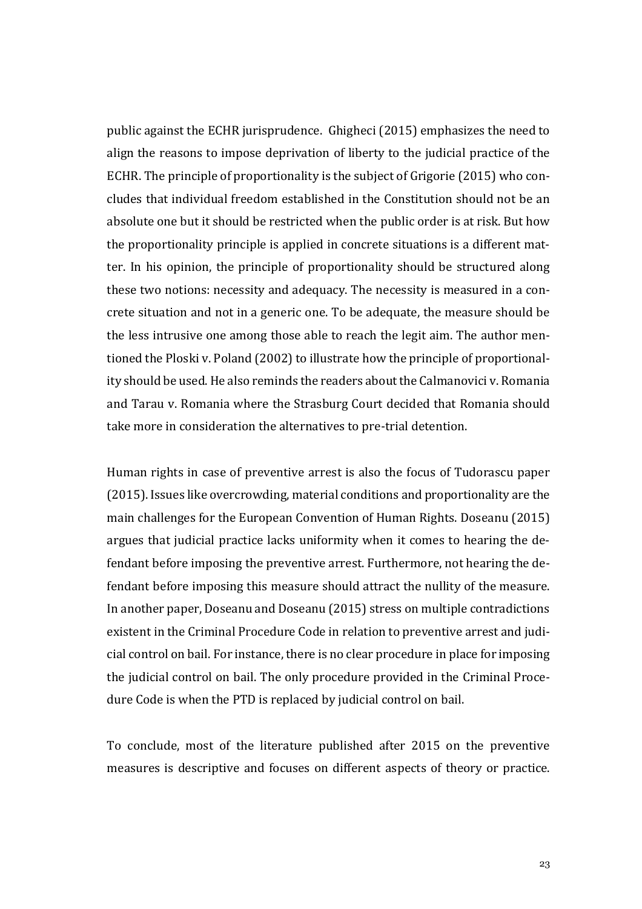public against the ECHR jurisprudence. Ghigheci (2015) emphasizes the need to align the reasons to impose deprivation of liberty to the judicial practice of the ECHR. The principle of proportionality is the subject of Grigorie (2015) who concludes that individual freedom established in the Constitution should not be an absolute one but it should be restricted when the public order is at risk. But how the proportionality principle is applied in concrete situations is a different matter. In his opinion, the principle of proportionality should be structured along these two notions: necessity and adequacy. The necessity is measured in a concrete situation and not in a generic one. To be adequate, the measure should be the less intrusive one among those able to reach the legit aim. The author mentioned the Ploski v. Poland (2002) to illustrate how the principle of proportionality should be used. He also reminds the readers about the Calmanovici v. Romania and Tarau v. Romania where the Strasburg Court decided that Romania should take more in consideration the alternatives to pre-trial detention.

Human rights in case of preventive arrest is also the focus of Tudorascu paper (2015). Issues like overcrowding, material conditions and proportionality are the main challenges for the European Convention of Human Rights. Doseanu (2015) argues that judicial practice lacks uniformity when it comes to hearing the defendant before imposing the preventive arrest. Furthermore, not hearing the defendant before imposing this measure should attract the nullity of the measure. In another paper, Doseanu and Doseanu (2015) stress on multiple contradictions existent in the Criminal Procedure Code in relation to preventive arrest and judicial control on bail. For instance, there is no clear procedure in place for imposing the judicial control on bail. The only procedure provided in the Criminal Procedure Code is when the PTD is replaced by judicial control on bail.

To conclude, most of the literature published after 2015 on the preventive measures is descriptive and focuses on different aspects of theory or practice.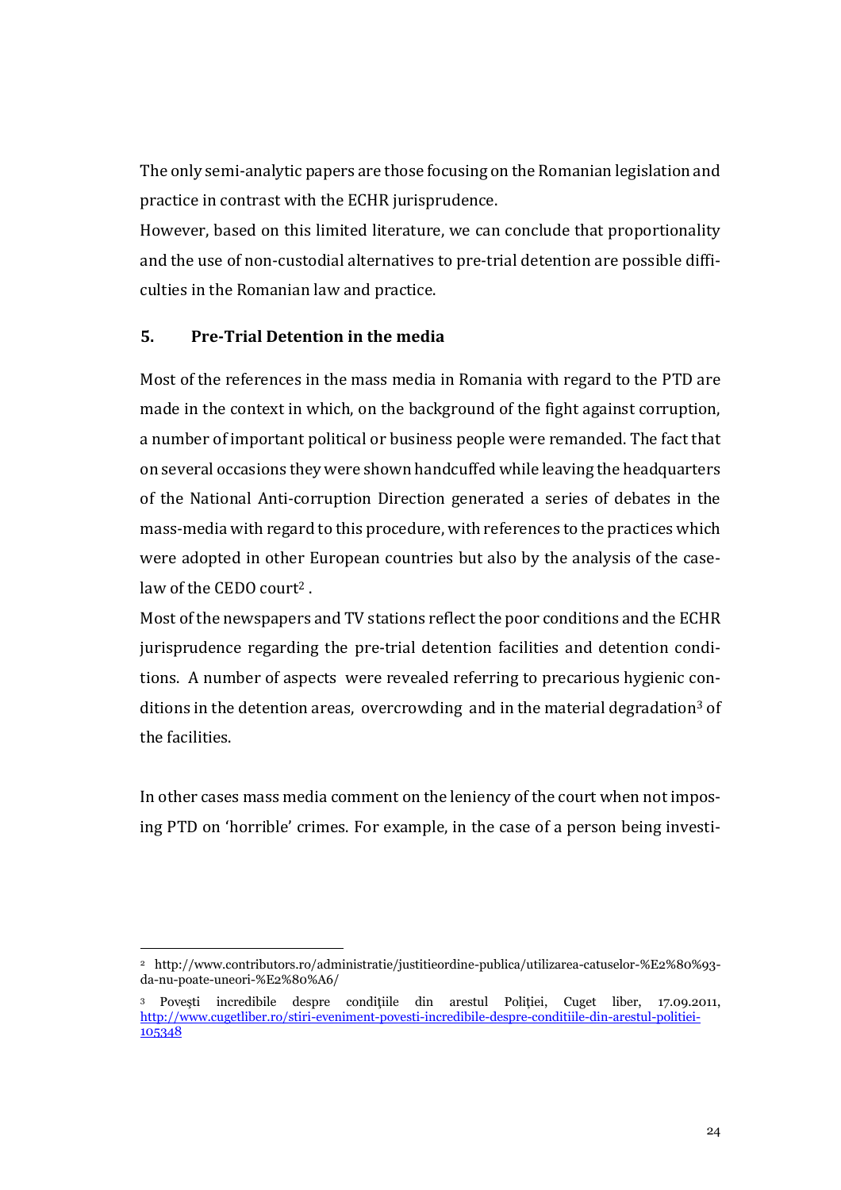The only semi-analytic papers are those focusing on the Romanian legislation and practice in contrast with the ECHR jurisprudence.

However, based on this limited literature, we can conclude that proportionality and the use of non-custodial alternatives to pre-trial detention are possible difficulties in the Romanian law and practice.

## 5. Pre-Trial Detention in the media

Most of the references in the mass media in Romania with regard to the PTD are made in the context in which, on the background of the fight against corruption, a number of important political or business people were remanded. The fact that on several occasions they were shown handcuffed while leaving the headquarters of the National Anti-corruption Direction generated a series of debates in the mass-media with regard to this procedure, with references to the practices which were adopted in other European countries but also by the analysis of the case-law of the CEDO court[2] .

Most of the newspapers and TV stations reflect the poor conditions and the ECHR jurisprudence regarding the pre-trial detention facilities and detention conditions. A number of aspects were revealed referring to precarious hygienic conditions in the detention areas, overcrowding and in the material degradation[3] of the facilities.

In other cases mass media comment on the leniency of the court when not imposing PTD on 'horrible' crimes. For example, in the case of a person being investi-

---

[2] http://www.contributors.ro/administratie/justitieordine-publica/utilizarea-catuselor-%E2%80%93-da-nu-poate-uneori-%E2%80%A6/

[3] Povești incredibile despre condițiile din arestul Poliției, Cuget liber, 17.09.2011, http://www.cugetliber.ro/stiri-eveniment-povesti-incredibile-despre-conditiile-din-arestul-politiei-105348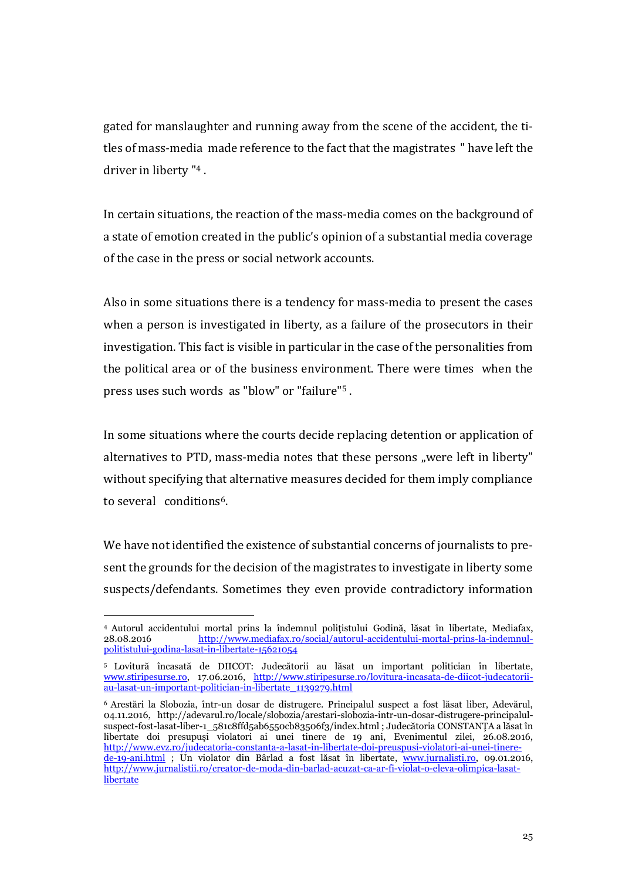gated for manslaughter and running away from the scene of the accident, the titles of mass-media made reference to the fact that the magistrates " have left the driver in liberty "[4] .

In certain situations, the reaction of the mass-media comes on the background of a state of emotion created in the public's opinion of a substantial media coverage of the case in the press or social network accounts.

Also in some situations there is a tendency for mass-media to present the cases when a person is investigated in liberty, as a failure of the prosecutors in their investigation. This fact is visible in particular in the case of the personalities from the political area or of the business environment. There were times when the press uses such words as "blow" or "failure"[5] .

In some situations where the courts decide replacing detention or application of alternatives to PTD, mass-media notes that these persons „were left in liberty" without specifying that alternative measures decided for them imply compliance to several conditions[6].

We have not identified the existence of substantial concerns of journalists to present the grounds for the decision of the magistrates to investigate in liberty some suspects/defendants. Sometimes they even provide contradictory information

---

[4] Autorul accidentului mortal prins la îndemnul polițistului Godină, lăsat în libertate, Mediafax, 28.08.2016 http://www.mediafax.ro/social/autorul-accidentului-mortal-prins-la-indemnul-politistului-godina-lasat-in-libertate-15621054

[5] Lovitură încasată de DIICOT: Judecătorii au lăsat un important politician în libertate, www.stiripesurse.ro, 17.06.2016, http://www.stiripesurse.ro/lovitura-incasata-de-diicot-judecatorii-au-lasat-un-important-politician-in-libertate_1139279.html

[6] Arestări la Slobozia, într-un dosar de distrugere. Principalul suspect a fost lăsat liber, Adevărul, 04.11.2016, http://adevarul.ro/locale/slobozia/arestari-slobozia-intr-un-dosar-distrugere-principalul-suspect-fost-lasat-liber-1_581c8ffd5ab6550cb83506f3/index.html ; Judecătoria CONSTANȚA a lăsat în libertate doi presupuși violatori ai unei tinere de 19 ani, Evenimentul zilei, 26.08.2016, http://www.evz.ro/judecatoria-constanta-a-lasat-in-libertate-doi-preuspusi-violatori-ai-unei-tinere-de-19-ani.html ; Un violator din Bârlad a fost lăsat în libertate, www.jurnalisti.ro, 09.01.2016, http://www.jurnalistii.ro/creator-de-moda-din-barlad-acuzat-ca-ar-fi-violat-o-eleva-olimpica-lasat-libertate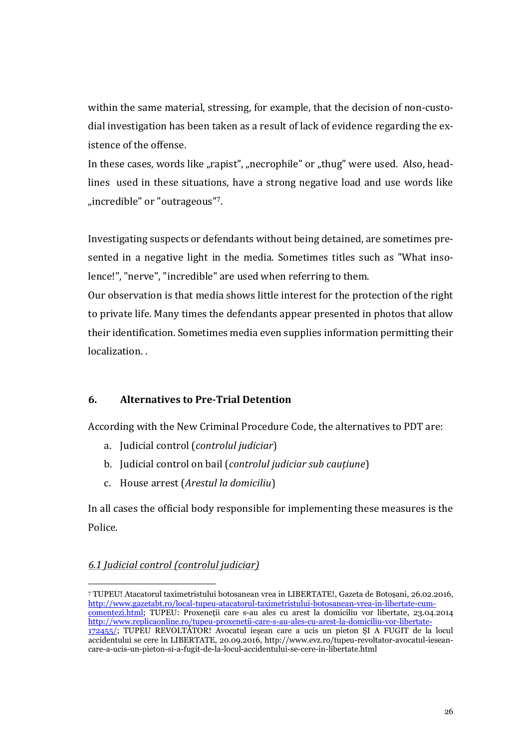within the same material, stressing, for example, that the decision of non-custodial investigation has been taken as a result of lack of evidence regarding the existence of the offense.

In these cases, words like „rapist", „necrophile" or „thug" were used. Also, headlines used in these situations, have a strong negative load and use words like „incredible" or "outrageous"[7].

Investigating suspects or defendants without being detained, are sometimes presented in a negative light in the media. Sometimes titles such as "What insolence!", "nerve", "incredible" are used when referring to them.

Our observation is that media shows little interest for the protection of the right to private life. Many times the defendants appear presented in photos that allow their identification. Sometimes media even supplies information permitting their localization. .

## 6. Alternatives to Pre-Trial Detention

According with the New Criminal Procedure Code, the alternatives to PDT are:

a. Judicial control (*controlul judiciar*)
b. Judicial control on bail (*controlul judiciar sub cauțiune*)
c. House arrest (*Arestul la domiciliu*)

In all cases the official body responsible for implementing these measures is the Police.

### *6.1 Judicial control (controlul judiciar)*

---

[7] TUPEU! Atacatorul taximetristului botosanean vrea in LIBERTATE!, Gazeta de Botoșani, 26.02.2016, http://www.gazetabt.ro/local-tupeu-atacatorul-taximetristului-botosanean-vrea-in-libertate-cum-comentezi.html; TUPEU: Proxeneţii care s-au ales cu arest la domiciliu vor libertate, 23.04.2014 http://www.replicaonline.ro/tupeu-proxenetii-care-s-au-ales-cu-arest-la-domiciliu-vor-libertate-172455/; TUPEU REVOLTĂTOR! Avocatul ieșean care a ucis un pieton ȘI A FUGIT de la locul accidentului se cere în LIBERTATE, 20.09.2016, http://www.evz.ro/tupeu-revoltator-avocatul-iesean-care-a-ucis-un-pieton-si-a-fugit-de-la-locul-accidentului-se-cere-in-libertate.html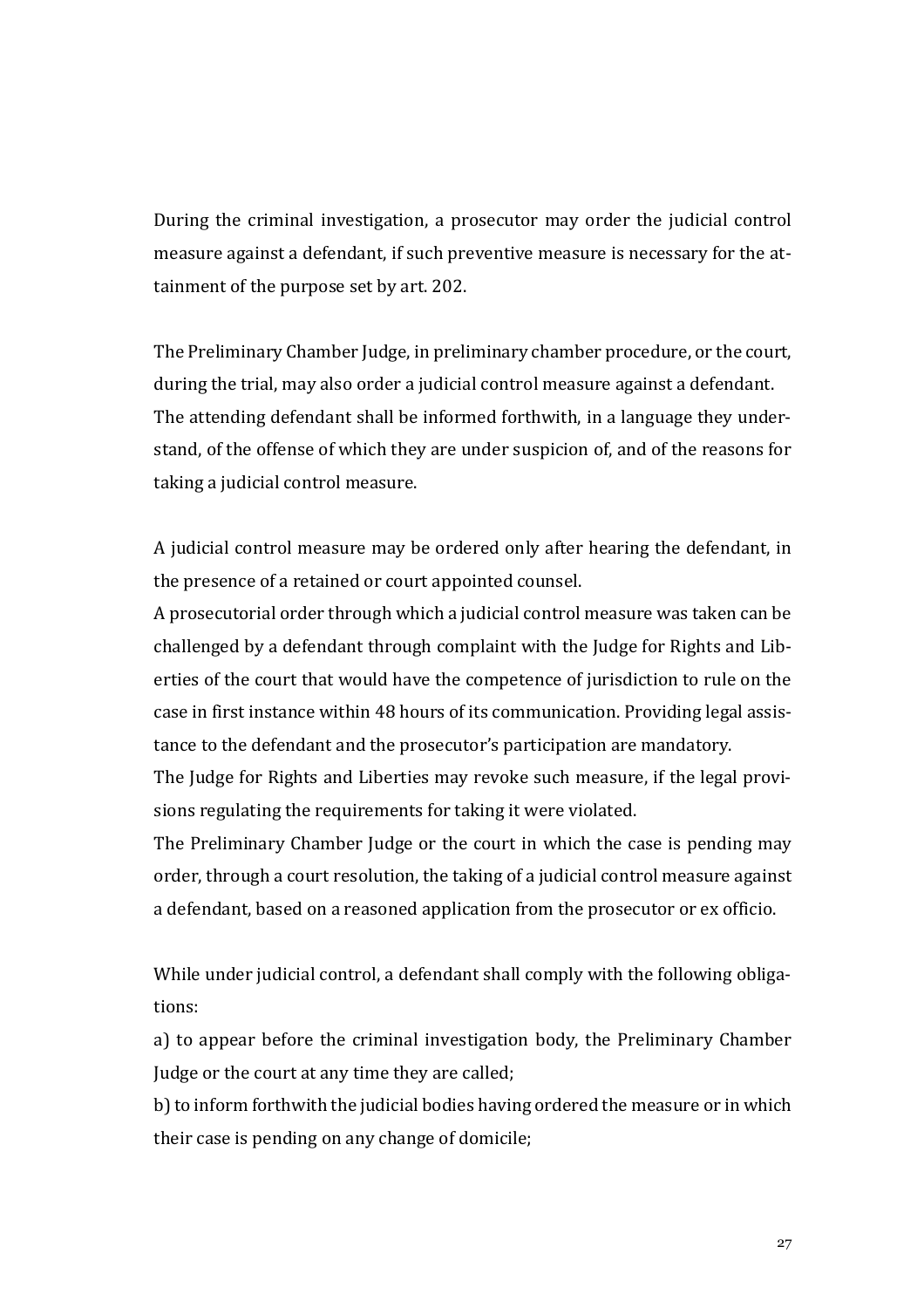During the criminal investigation, a prosecutor may order the judicial control measure against a defendant, if such preventive measure is necessary for the attainment of the purpose set by art. 202.

The Preliminary Chamber Judge, in preliminary chamber procedure, or the court, during the trial, may also order a judicial control measure against a defendant. The attending defendant shall be informed forthwith, in a language they understand, of the offense of which they are under suspicion of, and of the reasons for taking a judicial control measure.

A judicial control measure may be ordered only after hearing the defendant, in the presence of a retained or court appointed counsel.
A prosecutorial order through which a judicial control measure was taken can be challenged by a defendant through complaint with the Judge for Rights and Liberties of the court that would have the competence of jurisdiction to rule on the case in first instance within 48 hours of its communication. Providing legal assistance to the defendant and the prosecutor's participation are mandatory.
The Judge for Rights and Liberties may revoke such measure, if the legal provisions regulating the requirements for taking it were violated.
The Preliminary Chamber Judge or the court in which the case is pending may order, through a court resolution, the taking of a judicial control measure against a defendant, based on a reasoned application from the prosecutor or ex officio.

While under judicial control, a defendant shall comply with the following obligations:
a) to appear before the criminal investigation body, the Preliminary Chamber Judge or the court at any time they are called;
b) to inform forthwith the judicial bodies having ordered the measure or in which their case is pending on any change of domicile;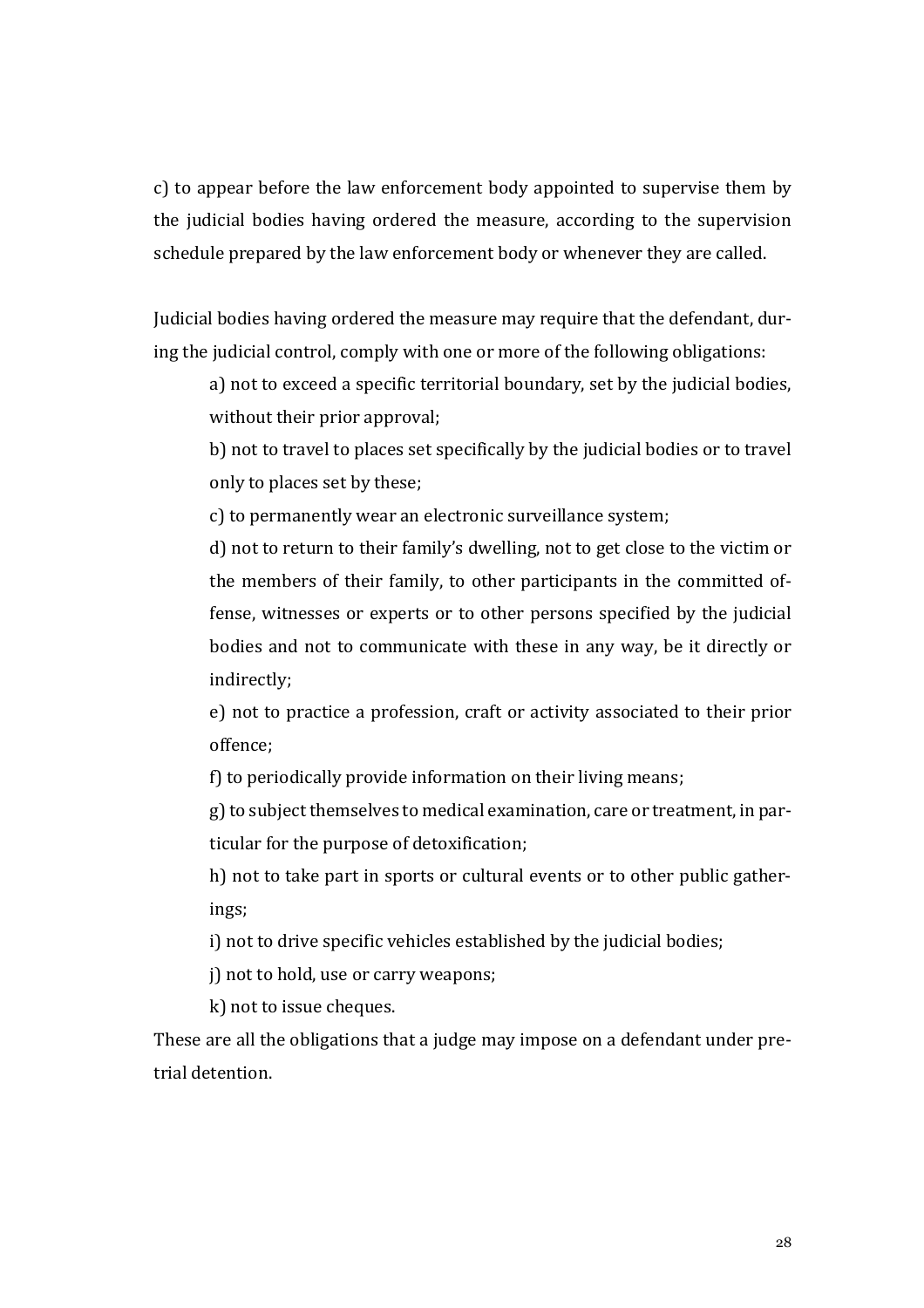c) to appear before the law enforcement body appointed to supervise them by the judicial bodies having ordered the measure, according to the supervision schedule prepared by the law enforcement body or whenever they are called.

Judicial bodies having ordered the measure may require that the defendant, during the judicial control, comply with one or more of the following obligations:

a) not to exceed a specific territorial boundary, set by the judicial bodies, without their prior approval;

b) not to travel to places set specifically by the judicial bodies or to travel only to places set by these;

c) to permanently wear an electronic surveillance system;

d) not to return to their family's dwelling, not to get close to the victim or the members of their family, to other participants in the committed offense, witnesses or experts or to other persons specified by the judicial bodies and not to communicate with these in any way, be it directly or indirectly;

e) not to practice a profession, craft or activity associated to their prior offence;

f) to periodically provide information on their living means;

g) to subject themselves to medical examination, care or treatment, in particular for the purpose of detoxification;

h) not to take part in sports or cultural events or to other public gatherings;

i) not to drive specific vehicles established by the judicial bodies;

j) not to hold, use or carry weapons;

k) not to issue cheques.

These are all the obligations that a judge may impose on a defendant under pretrial detention.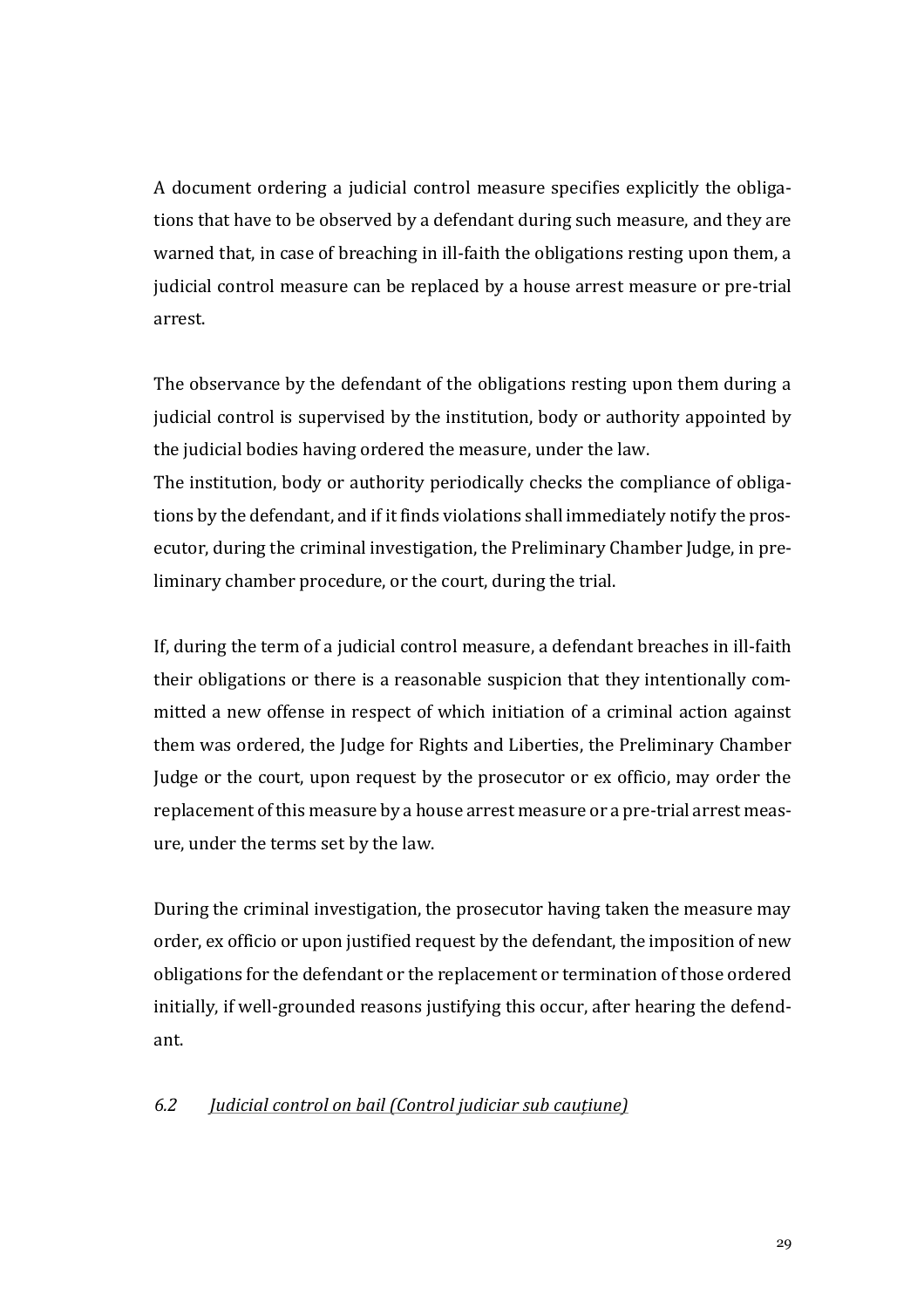A document ordering a judicial control measure specifies explicitly the obligations that have to be observed by a defendant during such measure, and they are warned that, in case of breaching in ill-faith the obligations resting upon them, a judicial control measure can be replaced by a house arrest measure or pre-trial arrest.

The observance by the defendant of the obligations resting upon them during a judicial control is supervised by the institution, body or authority appointed by the judicial bodies having ordered the measure, under the law.
The institution, body or authority periodically checks the compliance of obligations by the defendant, and if it finds violations shall immediately notify the prosecutor, during the criminal investigation, the Preliminary Chamber Judge, in preliminary chamber procedure, or the court, during the trial.

If, during the term of a judicial control measure, a defendant breaches in ill-faith their obligations or there is a reasonable suspicion that they intentionally committed a new offense in respect of which initiation of a criminal action against them was ordered, the Judge for Rights and Liberties, the Preliminary Chamber Judge or the court, upon request by the prosecutor or ex officio, may order the replacement of this measure by a house arrest measure or a pre-trial arrest measure, under the terms set by the law.

During the criminal investigation, the prosecutor having taken the measure may order, ex officio or upon justified request by the defendant, the imposition of new obligations for the defendant or the replacement or termination of those ordered initially, if well-grounded reasons justifying this occur, after hearing the defendant.

### *6.2 Judicial control on bail (Control judiciar sub cauțiune)*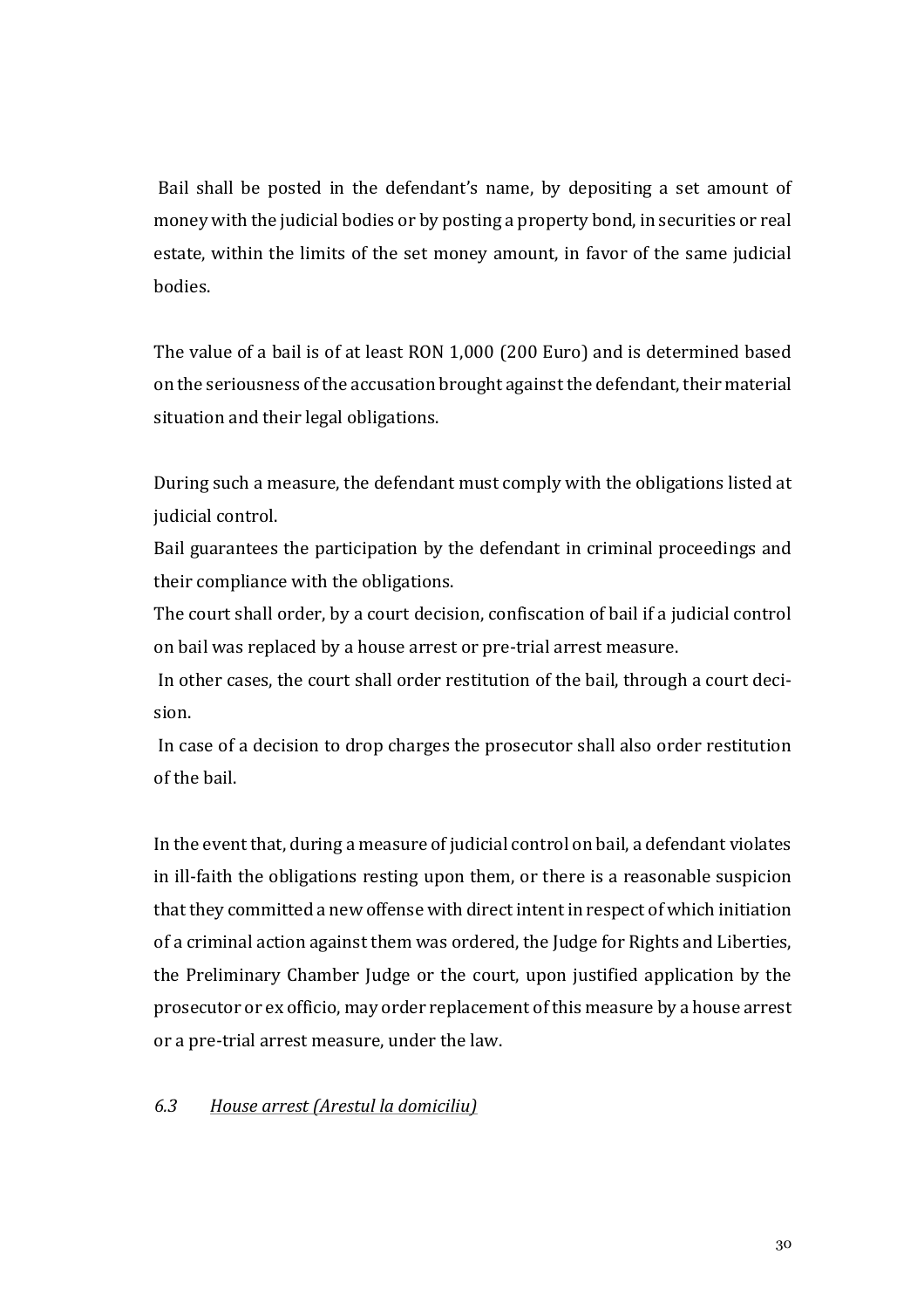Bail shall be posted in the defendant's name, by depositing a set amount of money with the judicial bodies or by posting a property bond, in securities or real estate, within the limits of the set money amount, in favor of the same judicial bodies.

The value of a bail is of at least RON 1,000 (200 Euro) and is determined based on the seriousness of the accusation brought against the defendant, their material situation and their legal obligations.

During such a measure, the defendant must comply with the obligations listed at judicial control.
Bail guarantees the participation by the defendant in criminal proceedings and their compliance with the obligations.
The court shall order, by a court decision, confiscation of bail if a judicial control on bail was replaced by a house arrest or pre-trial arrest measure.
In other cases, the court shall order restitution of the bail, through a court decision.
In case of a decision to drop charges the prosecutor shall also order restitution of the bail.

In the event that, during a measure of judicial control on bail, a defendant violates in ill-faith the obligations resting upon them, or there is a reasonable suspicion that they committed a new offense with direct intent in respect of which initiation of a criminal action against them was ordered, the Judge for Rights and Liberties, the Preliminary Chamber Judge or the court, upon justified application by the prosecutor or ex officio, may order replacement of this measure by a house arrest or a pre-trial arrest measure, under the law.

### *6.3 House arrest (Arestul la domiciliu)*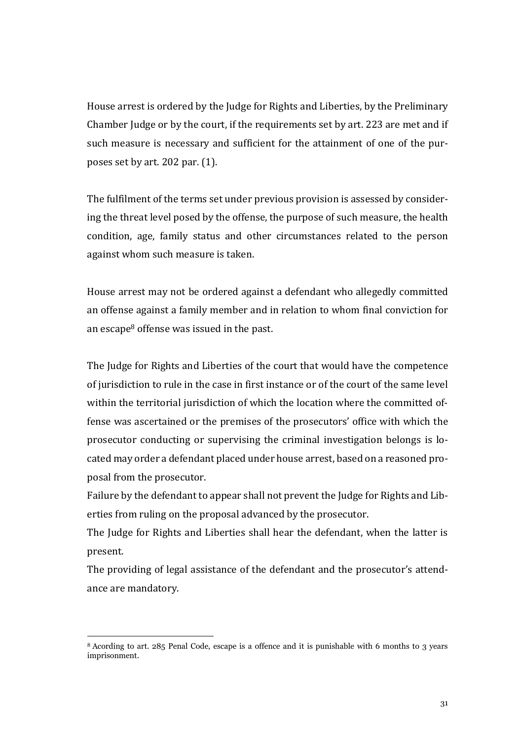House arrest is ordered by the Judge for Rights and Liberties, by the Preliminary Chamber Judge or by the court, if the requirements set by art. 223 are met and if such measure is necessary and sufficient for the attainment of one of the purposes set by art. 202 par. (1).

The fulfilment of the terms set under previous provision is assessed by considering the threat level posed by the offense, the purpose of such measure, the health condition, age, family status and other circumstances related to the person against whom such measure is taken.

House arrest may not be ordered against a defendant who allegedly committed an offense against a family member and in relation to whom final conviction for an escape[8] offense was issued in the past.

The Judge for Rights and Liberties of the court that would have the competence of jurisdiction to rule in the case in first instance or of the court of the same level within the territorial jurisdiction of which the location where the committed offense was ascertained or the premises of the prosecutors' office with which the prosecutor conducting or supervising the criminal investigation belongs is located may order a defendant placed under house arrest, based on a reasoned proposal from the prosecutor.
Failure by the defendant to appear shall not prevent the Judge for Rights and Liberties from ruling on the proposal advanced by the prosecutor.
The Judge for Rights and Liberties shall hear the defendant, when the latter is present.
The providing of legal assistance of the defendant and the prosecutor's attendance are mandatory.

---

[8] Acording to art. 285 Penal Code, escape is a offence and it is punishable with 6 months to 3 years imprisonment.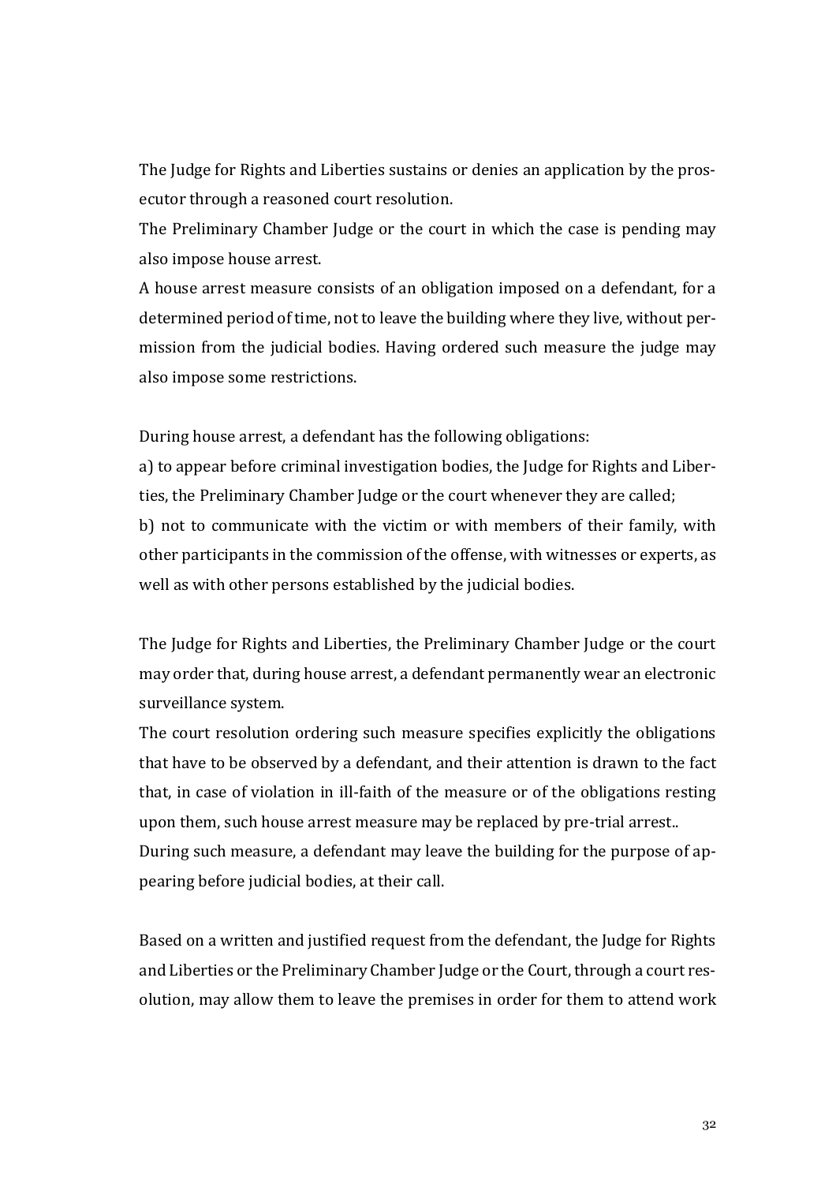The Judge for Rights and Liberties sustains or denies an application by the prosecutor through a reasoned court resolution.
The Preliminary Chamber Judge or the court in which the case is pending may also impose house arrest.
A house arrest measure consists of an obligation imposed on a defendant, for a determined period of time, not to leave the building where they live, without permission from the judicial bodies. Having ordered such measure the judge may also impose some restrictions.

During house arrest, a defendant has the following obligations:
a) to appear before criminal investigation bodies, the Judge for Rights and Liberties, the Preliminary Chamber Judge or the court whenever they are called;
b) not to communicate with the victim or with members of their family, with other participants in the commission of the offense, with witnesses or experts, as well as with other persons established by the judicial bodies.

The Judge for Rights and Liberties, the Preliminary Chamber Judge or the court may order that, during house arrest, a defendant permanently wear an electronic surveillance system.
The court resolution ordering such measure specifies explicitly the obligations that have to be observed by a defendant, and their attention is drawn to the fact that, in case of violation in ill-faith of the measure or of the obligations resting upon them, such house arrest measure may be replaced by pre-trial arrest..
During such measure, a defendant may leave the building for the purpose of appearing before judicial bodies, at their call.

Based on a written and justified request from the defendant, the Judge for Rights and Liberties or the Preliminary Chamber Judge or the Court, through a court resolution, may allow them to leave the premises in order for them to attend work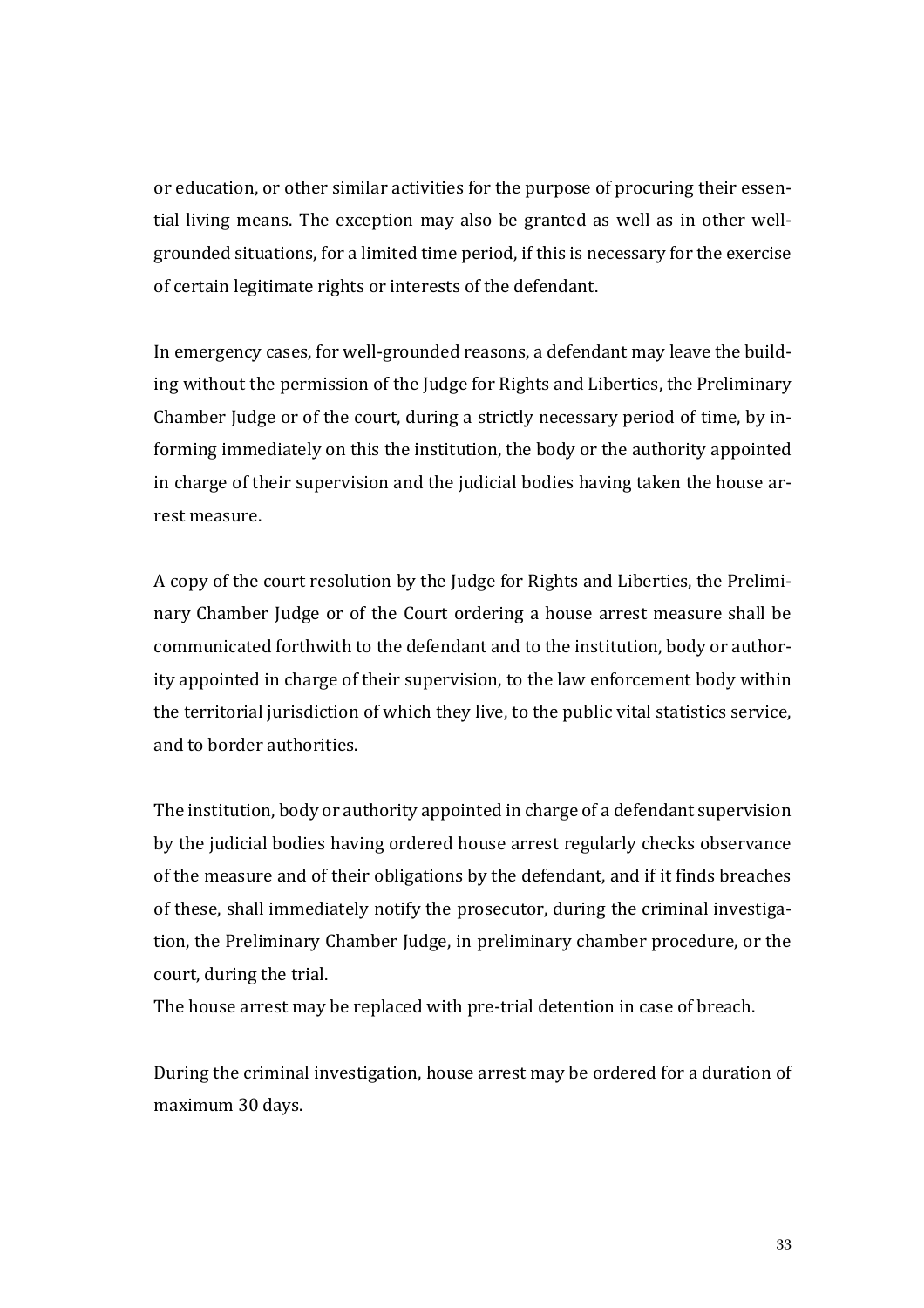or education, or other similar activities for the purpose of procuring their essential living means. The exception may also be granted as well as in other well-grounded situations, for a limited time period, if this is necessary for the exercise of certain legitimate rights or interests of the defendant.

In emergency cases, for well-grounded reasons, a defendant may leave the building without the permission of the Judge for Rights and Liberties, the Preliminary Chamber Judge or of the court, during a strictly necessary period of time, by informing immediately on this the institution, the body or the authority appointed in charge of their supervision and the judicial bodies having taken the house arrest measure.

A copy of the court resolution by the Judge for Rights and Liberties, the Preliminary Chamber Judge or of the Court ordering a house arrest measure shall be communicated forthwith to the defendant and to the institution, body or authority appointed in charge of their supervision, to the law enforcement body within the territorial jurisdiction of which they live, to the public vital statistics service, and to border authorities.

The institution, body or authority appointed in charge of a defendant supervision by the judicial bodies having ordered house arrest regularly checks observance of the measure and of their obligations by the defendant, and if it finds breaches of these, shall immediately notify the prosecutor, during the criminal investigation, the Preliminary Chamber Judge, in preliminary chamber procedure, or the court, during the trial.
The house arrest may be replaced with pre-trial detention in case of breach.

During the criminal investigation, house arrest may be ordered for a duration of maximum 30 days.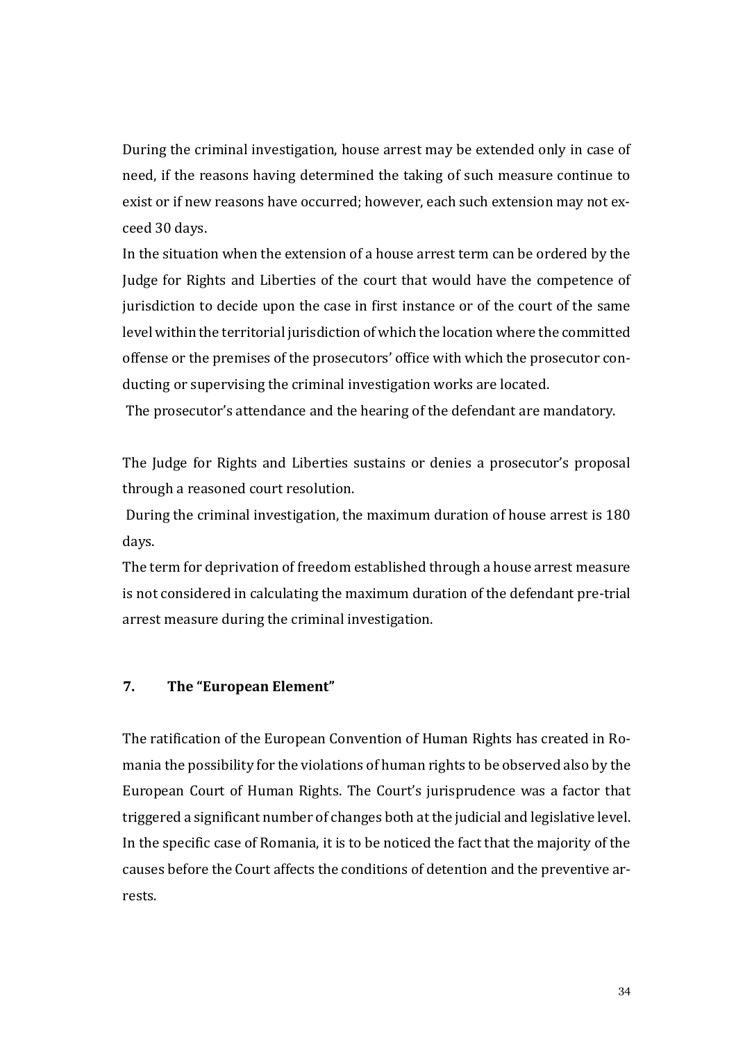During the criminal investigation, house arrest may be extended only in case of need, if the reasons having determined the taking of such measure continue to exist or if new reasons have occurred; however, each such extension may not exceed 30 days.

In the situation when the extension of a house arrest term can be ordered by the Judge for Rights and Liberties of the court that would have the competence of jurisdiction to decide upon the case in first instance or of the court of the same level within the territorial jurisdiction of which the location where the committed offense or the premises of the prosecutors' office with which the prosecutor conducting or supervising the criminal investigation works are located.

The prosecutor's attendance and the hearing of the defendant are mandatory.

The Judge for Rights and Liberties sustains or denies a prosecutor's proposal through a reasoned court resolution.

During the criminal investigation, the maximum duration of house arrest is 180 days.

The term for deprivation of freedom established through a house arrest measure is not considered in calculating the maximum duration of the defendant pre-trial arrest measure during the criminal investigation.

## 7. The "European Element"

The ratification of the European Convention of Human Rights has created in Romania the possibility for the violations of human rights to be observed also by the European Court of Human Rights. The Court's jurisprudence was a factor that triggered a significant number of changes both at the judicial and legislative level. In the specific case of Romania, it is to be noticed the fact that the majority of the causes before the Court affects the conditions of detention and the preventive arrests.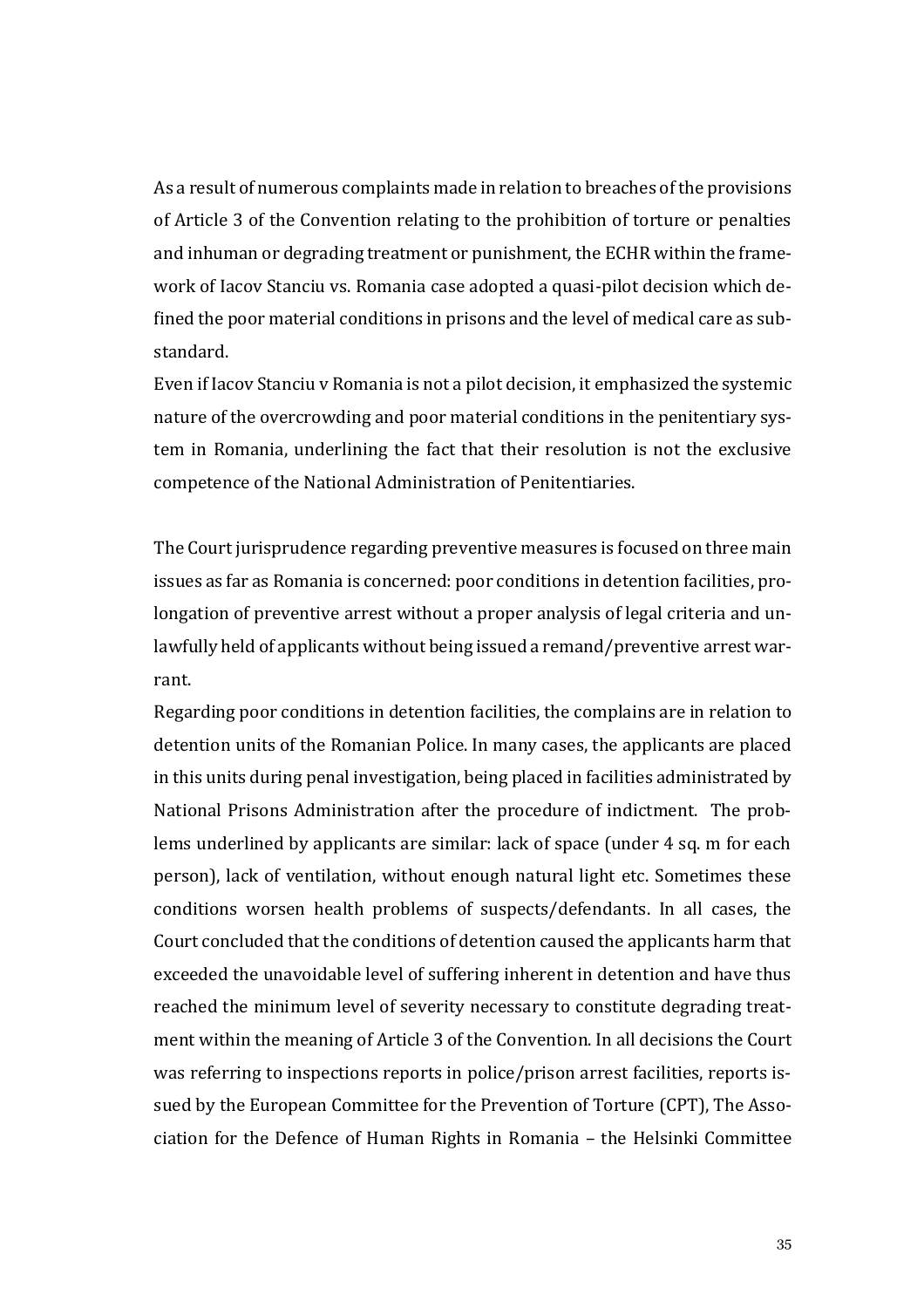As a result of numerous complaints made in relation to breaches of the provisions of Article 3 of the Convention relating to the prohibition of torture or penalties and inhuman or degrading treatment or punishment, the ECHR within the framework of Iacov Stanciu vs. Romania case adopted a quasi-pilot decision which defined the poor material conditions in prisons and the level of medical care as substandard.

Even if Iacov Stanciu v Romania is not a pilot decision, it emphasized the systemic nature of the overcrowding and poor material conditions in the penitentiary system in Romania, underlining the fact that their resolution is not the exclusive competence of the National Administration of Penitentiaries.

The Court jurisprudence regarding preventive measures is focused on three main issues as far as Romania is concerned: poor conditions in detention facilities, prolongation of preventive arrest without a proper analysis of legal criteria and unlawfully held of applicants without being issued a remand/preventive arrest warrant.

Regarding poor conditions in detention facilities, the complains are in relation to detention units of the Romanian Police. In many cases, the applicants are placed in this units during penal investigation, being placed in facilities administrated by National Prisons Administration after the procedure of indictment. The problems underlined by applicants are similar: lack of space (under 4 sq. m for each person), lack of ventilation, without enough natural light etc. Sometimes these conditions worsen health problems of suspects/defendants. In all cases, the Court concluded that the conditions of detention caused the applicants harm that exceeded the unavoidable level of suffering inherent in detention and have thus reached the minimum level of severity necessary to constitute degrading treatment within the meaning of Article 3 of the Convention. In all decisions the Court was referring to inspections reports in police/prison arrest facilities, reports issued by the European Committee for the Prevention of Torture (CPT), The Association for the Defence of Human Rights in Romania – the Helsinki Committee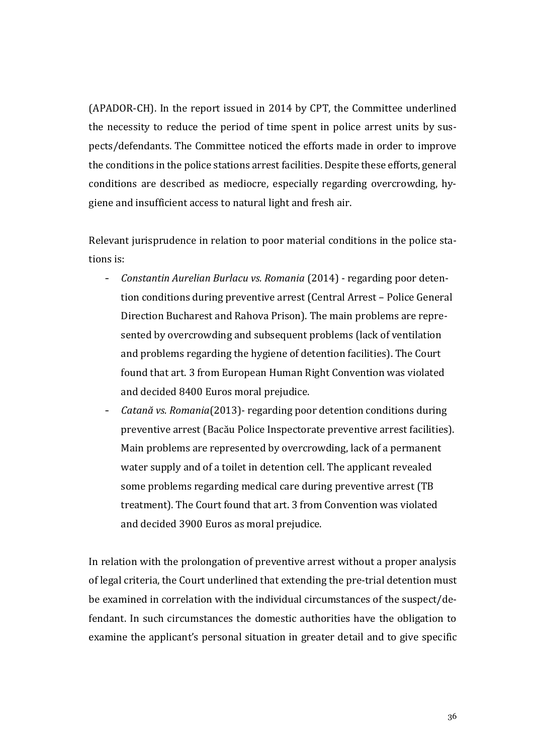(APADOR-CH). In the report issued in 2014 by CPT, the Committee underlined the necessity to reduce the period of time spent in police arrest units by suspects/defendants. The Committee noticed the efforts made in order to improve the conditions in the police stations arrest facilities. Despite these efforts, general conditions are described as mediocre, especially regarding overcrowding, hygiene and insufficient access to natural light and fresh air.

Relevant jurisprudence in relation to poor material conditions in the police stations is:

- *Constantin Aurelian Burlacu vs. Romania* (2014) - regarding poor detention conditions during preventive arrest (Central Arrest – Police General Direction Bucharest and Rahova Prison). The main problems are represented by overcrowding and subsequent problems (lack of ventilation and problems regarding the hygiene of detention facilities). The Court found that art. 3 from European Human Right Convention was violated and decided 8400 Euros moral prejudice.
- *Catană vs. Romania*(2013)- regarding poor detention conditions during preventive arrest (Bacău Police Inspectorate preventive arrest facilities). Main problems are represented by overcrowding, lack of a permanent water supply and of a toilet in detention cell. The applicant revealed some problems regarding medical care during preventive arrest (TB treatment). The Court found that art. 3 from Convention was violated and decided 3900 Euros as moral prejudice.

In relation with the prolongation of preventive arrest without a proper analysis of legal criteria, the Court underlined that extending the pre-trial detention must be examined in correlation with the individual circumstances of the suspect/defendant. In such circumstances the domestic authorities have the obligation to examine the applicant's personal situation in greater detail and to give specific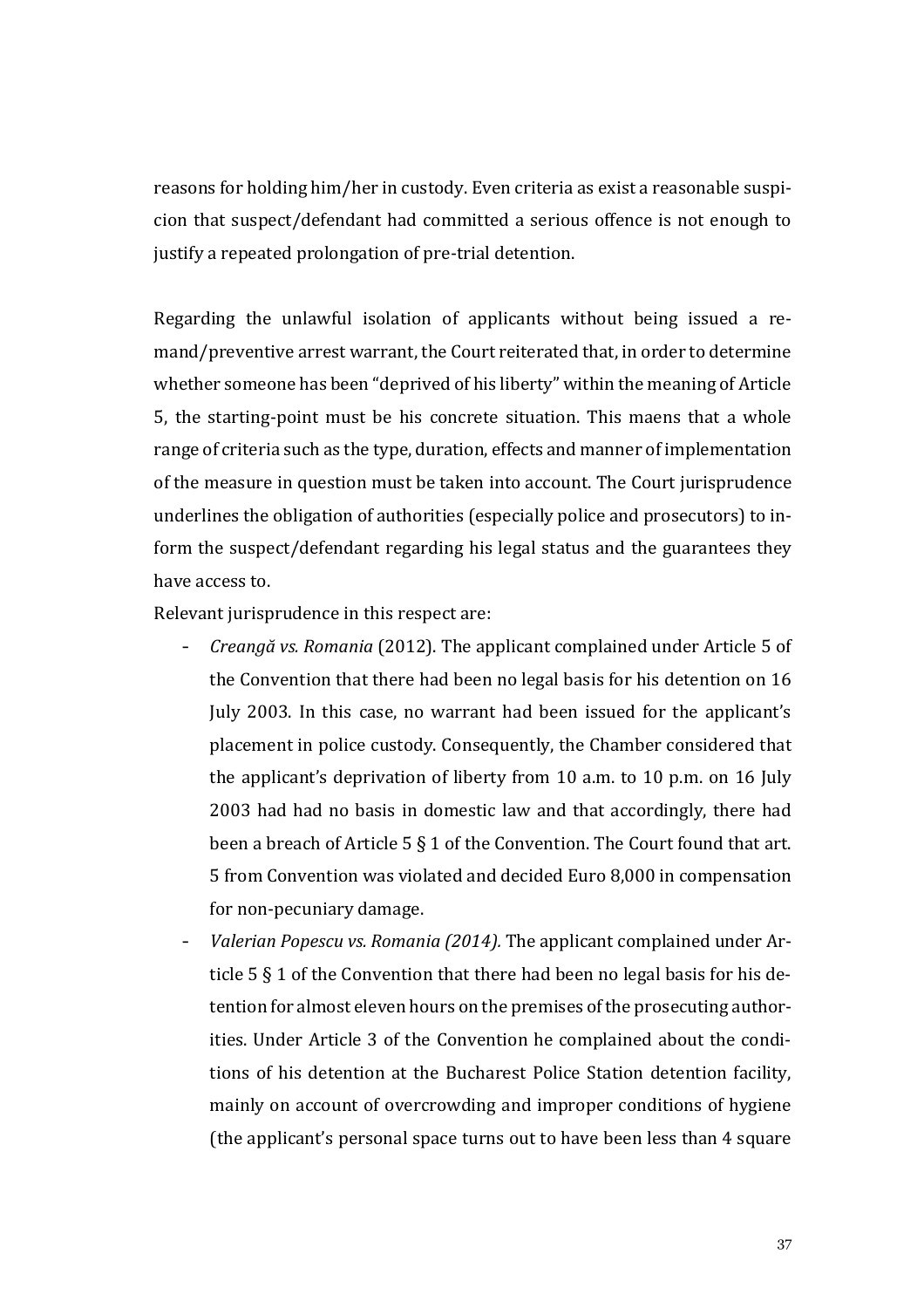reasons for holding him/her in custody. Even criteria as exist a reasonable suspicion that suspect/defendant had committed a serious offence is not enough to justify a repeated prolongation of pre-trial detention.

Regarding the unlawful isolation of applicants without being issued a remand/preventive arrest warrant, the Court reiterated that, in order to determine whether someone has been "deprived of his liberty" within the meaning of Article 5, the starting-point must be his concrete situation. This maens that a whole range of criteria such as the type, duration, effects and manner of implementation of the measure in question must be taken into account. The Court jurisprudence underlines the obligation of authorities (especially police and prosecutors) to inform the suspect/defendant regarding his legal status and the guarantees they have access to.

Relevant jurisprudence in this respect are:

- *Creangă vs. Romania* (2012). The applicant complained under Article 5 of the Convention that there had been no legal basis for his detention on 16 July 2003. In this case, no warrant had been issued for the applicant's placement in police custody. Consequently, the Chamber considered that the applicant's deprivation of liberty from 10 a.m. to 10 p.m. on 16 July 2003 had had no basis in domestic law and that accordingly, there had been a breach of Article 5 § 1 of the Convention. The Court found that art. 5 from Convention was violated and decided Euro 8,000 in compensation for non-pecuniary damage.
- *Valerian Popescu vs. Romania (2014).* The applicant complained under Article 5 § 1 of the Convention that there had been no legal basis for his detention for almost eleven hours on the premises of the prosecuting authorities. Under Article 3 of the Convention he complained about the conditions of his detention at the Bucharest Police Station detention facility, mainly on account of overcrowding and improper conditions of hygiene (the applicant's personal space turns out to have been less than 4 square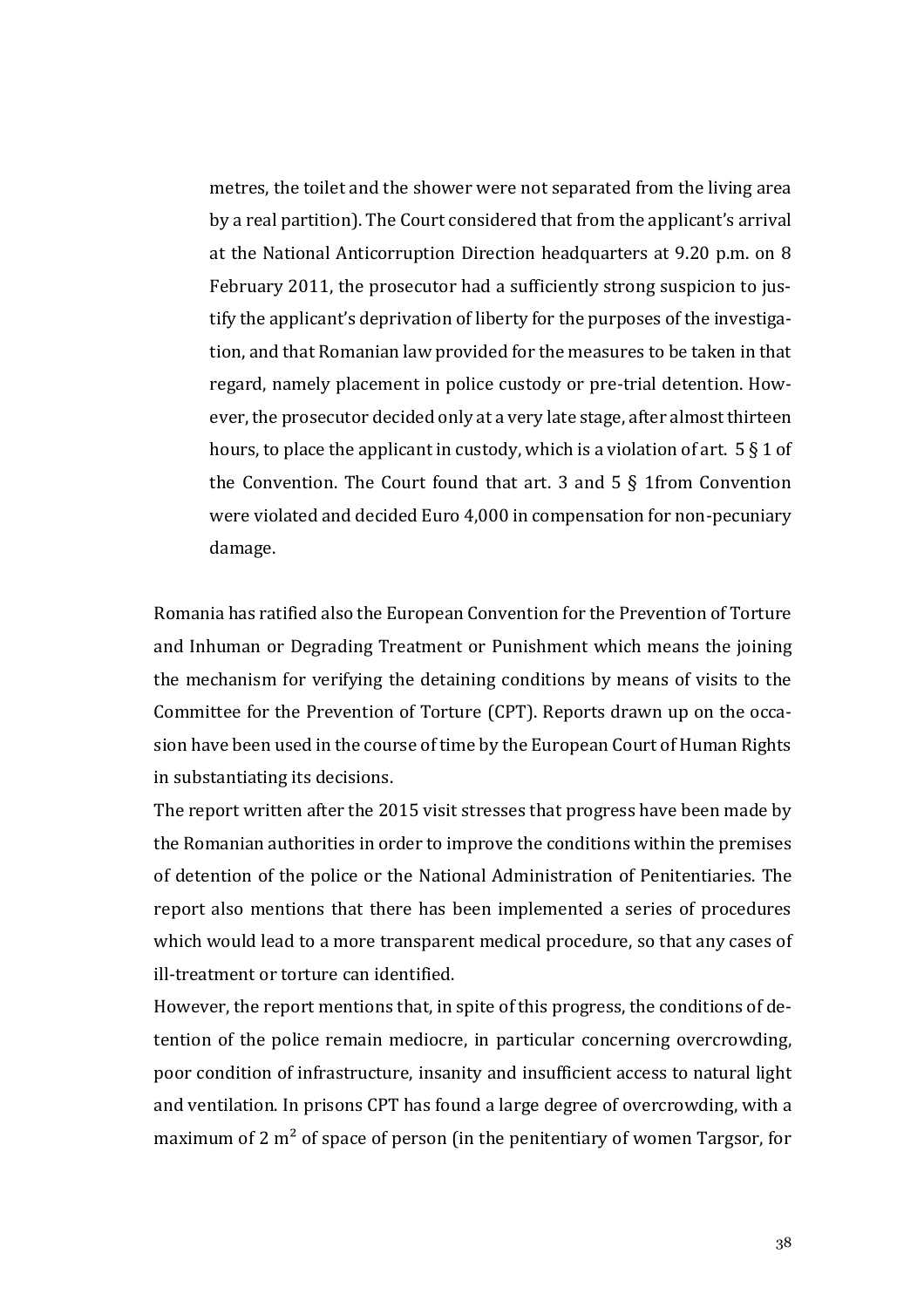> metres, the toilet and the shower were not separated from the living area by a real partition). The Court considered that from the applicant's arrival at the National Anticorruption Direction headquarters at 9.20 p.m. on 8 February 2011, the prosecutor had a sufficiently strong suspicion to justify the applicant's deprivation of liberty for the purposes of the investigation, and that Romanian law provided for the measures to be taken in that regard, namely placement in police custody or pre-trial detention. However, the prosecutor decided only at a very late stage, after almost thirteen hours, to place the applicant in custody, which is a violation of art. 5 § 1 of the Convention. The Court found that art. 3 and 5 § 1from Convention were violated and decided Euro 4,000 in compensation for non-pecuniary damage.

Romania has ratified also the European Convention for the Prevention of Torture and Inhuman or Degrading Treatment or Punishment which means the joining the mechanism for verifying the detaining conditions by means of visits to the Committee for the Prevention of Torture (CPT). Reports drawn up on the occasion have been used in the course of time by the European Court of Human Rights in substantiating its decisions.

The report written after the 2015 visit stresses that progress have been made by the Romanian authorities in order to improve the conditions within the premises of detention of the police or the National Administration of Penitentiaries. The report also mentions that there has been implemented a series of procedures which would lead to a more transparent medical procedure, so that any cases of ill-treatment or torture can identified.

However, the report mentions that, in spite of this progress, the conditions of detention of the police remain mediocre, in particular concerning overcrowding, poor condition of infrastructure, insanity and insufficient access to natural light and ventilation. In prisons CPT has found a large degree of overcrowding, with a maximum of 2 m² of space of person (in the penitentiary of women Targsor, for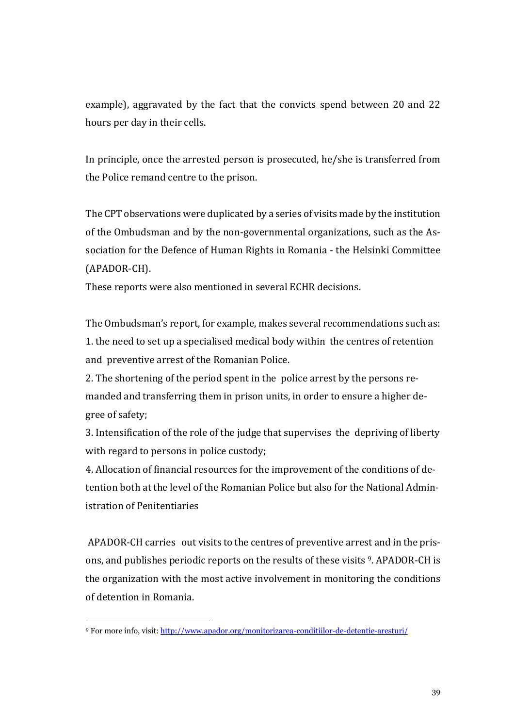example), aggravated by the fact that the convicts spend between 20 and 22 hours per day in their cells.

In principle, once the arrested person is prosecuted, he/she is transferred from the Police remand centre to the prison.

The CPT observations were duplicated by a series of visits made by the institution of the Ombudsman and by the non-governmental organizations, such as the Association for the Defence of Human Rights in Romania - the Helsinki Committee (APADOR-CH).

These reports were also mentioned in several ECHR decisions.

The Ombudsman's report, for example, makes several recommendations such as:

1. the need to set up a specialised medical body within the centres of retention and preventive arrest of the Romanian Police.
2. The shortening of the period spent in the police arrest by the persons remanded and transferring them in prison units, in order to ensure a higher degree of safety;
3. Intensification of the role of the judge that supervises the depriving of liberty with regard to persons in police custody;
4. Allocation of financial resources for the improvement of the conditions of detention both at the level of the Romanian Police but also for the National Administration of Penitentiaries

APADOR-CH carries out visits to the centres of preventive arrest and in the prisons, and publishes periodic reports on the results of these visits [9]. APADOR-CH is the organization with the most active involvement in monitoring the conditions of detention in Romania.

---

[9] For more info, visit: http://www.apador.org/monitorizarea-conditiilor-de-detentie-aresturi/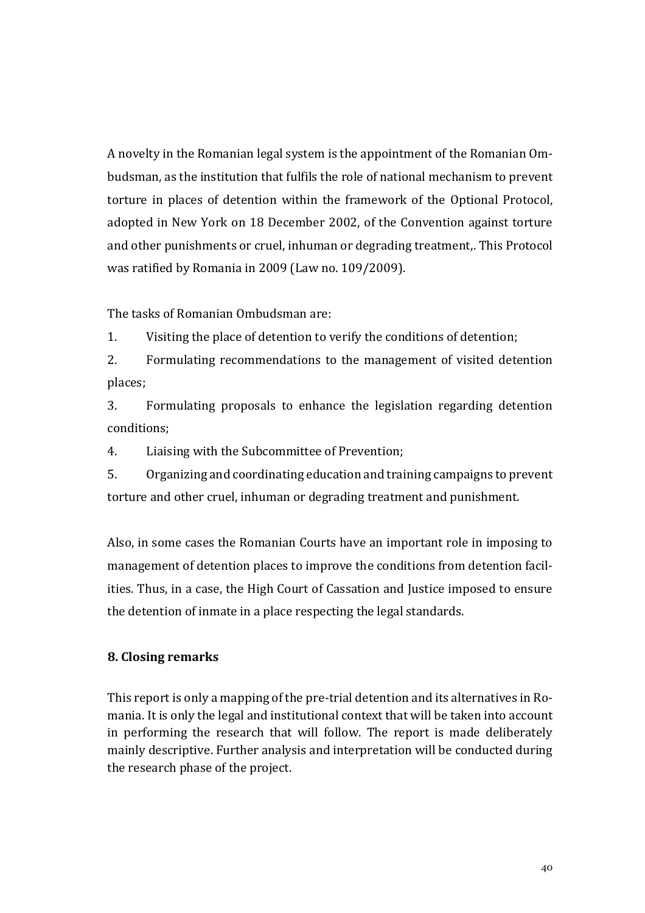A novelty in the Romanian legal system is the appointment of the Romanian Ombudsman, as the institution that fulfils the role of national mechanism to prevent torture in places of detention within the framework of the Optional Protocol, adopted in New York on 18 December 2002, of the Convention against torture and other punishments or cruel, inhuman or degrading treatment,. This Protocol was ratified by Romania in 2009 (Law no. 109/2009).

The tasks of Romanian Ombudsman are:

1. Visiting the place of detention to verify the conditions of detention;
2. Formulating recommendations to the management of visited detention places;
3. Formulating proposals to enhance the legislation regarding detention conditions;
4. Liaising with the Subcommittee of Prevention;
5. Organizing and coordinating education and training campaigns to prevent torture and other cruel, inhuman or degrading treatment and punishment.

Also, in some cases the Romanian Courts have an important role in imposing to management of detention places to improve the conditions from detention facilities. Thus, in a case, the High Court of Cassation and Justice imposed to ensure the detention of inmate in a place respecting the legal standards.

## 8. Closing remarks

This report is only a mapping of the pre-trial detention and its alternatives in Romania. It is only the legal and institutional context that will be taken into account in performing the research that will follow. The report is made deliberately mainly descriptive. Further analysis and interpretation will be conducted during the research phase of the project.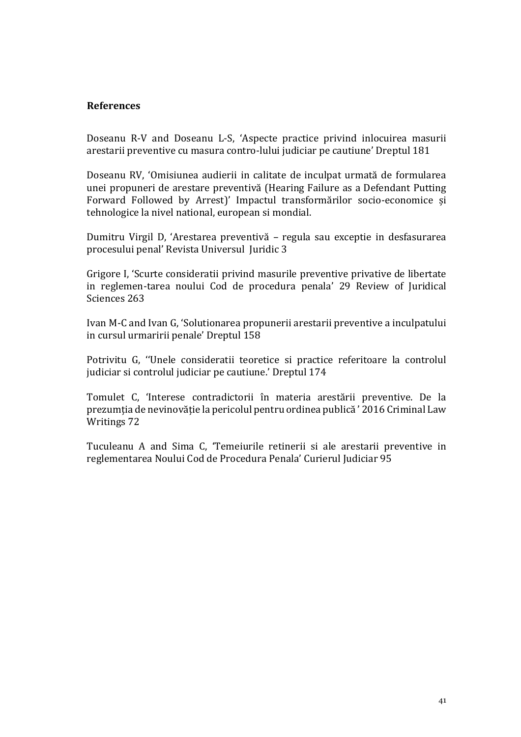**References**

Doseanu R-V and Doseanu L-S, 'Aspecte practice privind inlocuirea masurii arestarii preventive cu masura contro-lului judiciar pe cautiune' Dreptul 181

Doseanu RV, 'Omisiunea audierii in calitate de inculpat urmată de formularea unei propuneri de arestare preventivă (Hearing Failure as a Defendant Putting Forward Followed by Arrest)' Impactul transformărilor socio-economice și tehnologice la nivel national, european si mondial.

Dumitru Virgil D, 'Arestarea preventivă – regula sau exceptie in desfasurarea procesului penal' Revista Universul Juridic 3

Grigore I, 'Scurte consideratii privind masurile preventive privative de libertate in reglemen-tarea noului Cod de procedura penala' 29 Review of Juridical Sciences 263

Ivan M-C and Ivan G, 'Solutionarea propunerii arestarii preventive a inculpatului in cursul urmaririi penale' Dreptul 158

Potrivitu G, ''Unele consideratii teoretice si practice referitoare la controlul judiciar si controlul judiciar pe cautiune.' Dreptul 174

Tomulet C, 'Interese contradictorii în materia arestării preventive. De la prezumția de nevinovăție la pericolul pentru ordinea publică ' 2016 Criminal Law Writings 72

Tuculeanu A and Sima C, 'Temeiurile retinerii si ale arestarii preventive in reglementarea Noului Cod de Procedura Penala' Curierul Judiciar 95